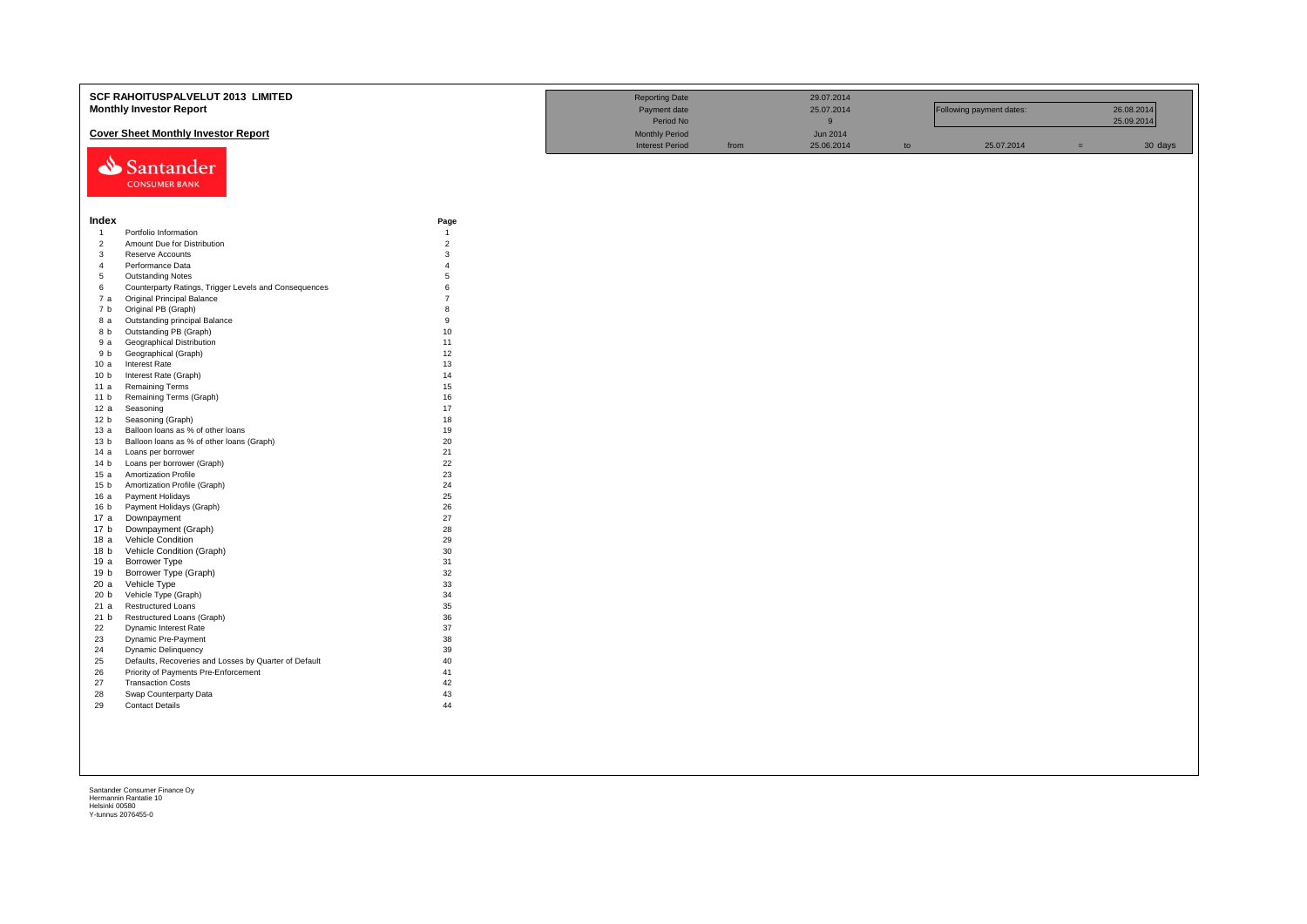# SCF RAHOITUSPALVELUT 2013 LIMITED
## Monthly Investor Report

### Cover Sheet Monthly Investor Report

| | | | | | | | |
|---|---|---|---|---|---|---|---|
| Reporting Date | | 29.07.2014 | | | | | |
| Payment date | | 25.07.2014 | | Following payment dates: | | 26.08.2014 | |
| Period No | | 9 | | | | 25.09.2014 | |
| Monthly Period | | Jun 2014 | | | | | |
| Interest Period | from | 25.06.2014 | to | 25.07.2014 | = | 30 | days |

Santander CONSUMER BANK

| Index | | Page |
|---|---|---|
| 1 | Portfolio Information | 1 |
| 2 | Amount Due for Distribution | 2 |
| 3 | Reserve Accounts | 3 |
| 4 | Performance Data | 4 |
| 5 | Outstanding Notes | 5 |
| 6 | Counterparty Ratings, Trigger Levels and Consequences | 6 |
| 7 a | Original Principal Balance | 7 |
| 7 b | Original PB (Graph) | 8 |
| 8 a | Outstanding principal Balance | 9 |
| 8 b | Outstanding PB (Graph) | 10 |
| 9 a | Geographical Distribution | 11 |
| 9 b | Geographical (Graph) | 12 |
| 10 a | Interest Rate | 13 |
| 10 b | Interest Rate (Graph) | 14 |
| 11 a | Remaining Terms | 15 |
| 11 b | Remaining Terms (Graph) | 16 |
| 12 a | Seasoning | 17 |
| 12 b | Seasoning (Graph) | 18 |
| 13 a | Balloon loans as % of other loans | 19 |
| 13 b | Balloon loans as % of other loans (Graph) | 20 |
| 14 a | Loans per borrower | 21 |
| 14 b | Loans per borrower (Graph) | 22 |
| 15 a | Amortization Profile | 23 |
| 15 b | Amortization Profile (Graph) | 24 |
| 16 a | Payment Holidays | 25 |
| 16 b | Payment Holidays (Graph) | 26 |
| 17 a | Downpayment | 27 |
| 17 b | Downpayment (Graph) | 28 |
| 18 a | Vehicle Condition | 29 |
| 18 b | Vehicle Condition (Graph) | 30 |
| 19 a | Borrower Type | 31 |
| 19 b | Borrower Type (Graph) | 32 |
| 20 a | Vehicle Type | 33 |
| 20 b | Vehicle Type (Graph) | 34 |
| 21 a | Restructured Loans | 35 |
| 21 b | Restructured Loans (Graph) | 36 |
| 22 | Dynamic Interest Rate | 37 |
| 23 | Dynamic Pre-Payment | 38 |
| 24 | Dynamic Delinquency | 39 |
| 25 | Defaults, Recoveries and Losses by Quarter of Default | 40 |
| 26 | Priority of Payments Pre-Enforcement | 41 |
| 27 | Transaction Costs | 42 |
| 28 | Swap Counterparty Data | 43 |
| 29 | Contact Details | 44 |

Santander Consumer Finance Oy
Hermannin Rantatie 10
Helsinki 00580
Y-tunnus 2076455-0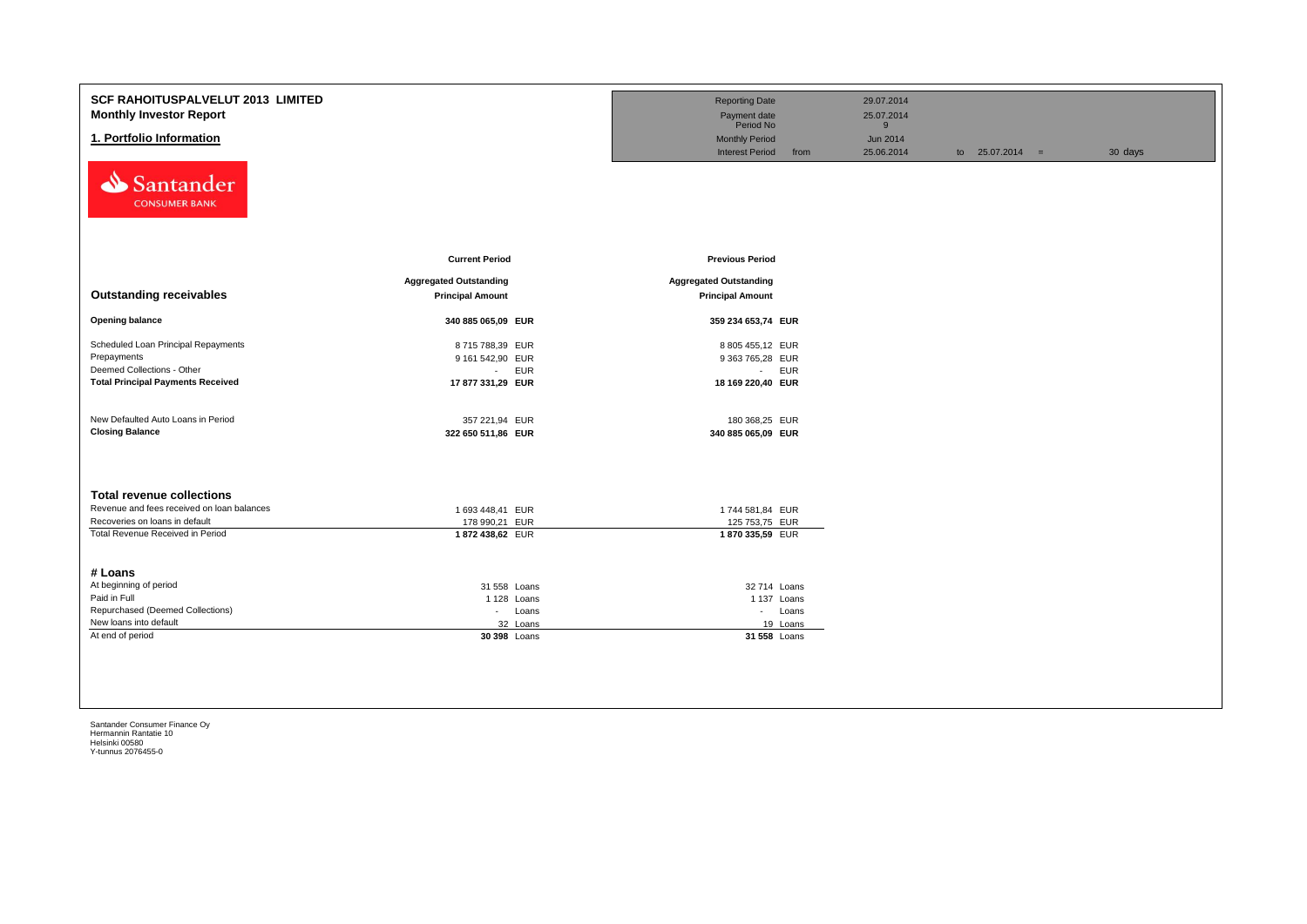# SCF RAHOITUSPALVELUT 2013 LIMITED

## Monthly Investor Report

## 1. Portfolio Information

| | | | | | |
|---|---|---|---|---|---|
| Reporting Date | | 29.07.2014 | | | |
| Payment date | | 25.07.2014 | | | |
| Period No | | 9 | | | |
| Monthly Period | | Jun 2014 | | | |
| Interest Period | from | 25.06.2014 | to 25.07.2014 | = | 30 days |

| Outstanding receivables | Current Period Aggregated Outstanding Principal Amount | | Previous Period Aggregated Outstanding Principal Amount | |
|---|---|---|---|---|
| **Opening balance** | **340 885 065,09** | **EUR** | **359 234 653,74** | **EUR** |
| Scheduled Loan Principal Repayments | 8 715 788,39 | EUR | 8 805 455,12 | EUR |
| Prepayments | 9 161 542,90 | EUR | 9 363 765,28 | EUR |
| Deemed Collections - Other | - | EUR | - | EUR |
| **Total Principal Payments Received** | **17 877 331,29** | **EUR** | **18 169 220,40** | **EUR** |
| New Defaulted Auto Loans in Period | 357 221,94 | EUR | 180 368,25 | EUR |
| **Closing Balance** | **322 650 511,86** | **EUR** | **340 885 065,09** | **EUR** |

| Total revenue collections | Current Period | | Previous Period | |
|---|---|---|---|---|
| Revenue and fees received on loan balances | 1 693 448,41 | EUR | 1 744 581,84 | EUR |
| Recoveries on loans in default | 178 990,21 | EUR | 125 753,75 | EUR |
| Total Revenue Received in Period | **1 872 438,62** | EUR | **1 870 335,59** | EUR |

| # Loans | Current Period | | Previous Period | |
|---|---|---|---|---|
| At beginning of period | 31 558 | Loans | 32 714 | Loans |
| Paid in Full | 1 128 | Loans | 1 137 | Loans |
| Repurchased (Deemed Collections) | - | Loans | - | Loans |
| New loans into default | 32 | Loans | 19 | Loans |
| At end of period | **30 398** | Loans | **31 558** | Loans |

Santander Consumer Finance Oy
Hermannin Rantatie 10
Helsinki 00580
Y-tunnus 2076455-0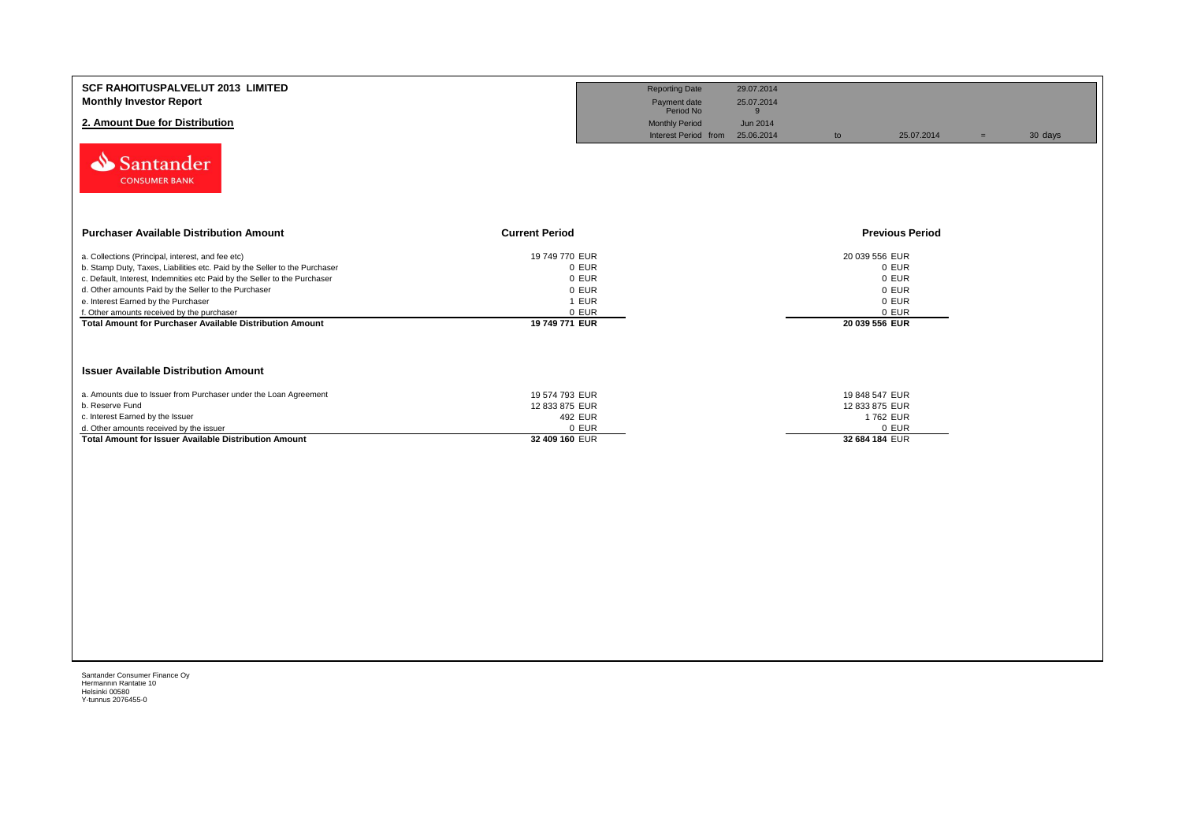**SCF RAHOITUSPALVELUT 2013 LIMITED**
**Monthly Investor Report**

## 2. Amount Due for Distribution

| | | | | | |
|---|---|---|---|---|---|
| Reporting Date | 29.07.2014 | | | | |
| Payment date | 25.07.2014 | | | | |
| Period No | 9 | | | | |
| Monthly Period | Jun 2014 | | | | |
| Interest Period from | 25.06.2014 | to | 25.07.2014 | = | 30 days |

Santander
CONSUMER BANK

| Purchaser Available Distribution Amount | Current Period | Previous Period |
|---|---|---|
| a. Collections (Principal, interest, and fee etc) | 19 749 770 EUR | 20 039 556 EUR |
| b. Stamp Duty, Taxes, Liabilities etc. Paid by the Seller to the Purchaser | 0 EUR | 0 EUR |
| c. Default, Interest, Indemnities etc Paid by the Seller to the Purchaser | 0 EUR | 0 EUR |
| d. Other amounts Paid by the Seller to the Purchaser | 0 EUR | 0 EUR |
| e. Interest Earned by the Purchaser | 1 EUR | 0 EUR |
| f. Other amounts received by the purchaser | 0 EUR | 0 EUR |
| **Total Amount for Purchaser Available Distribution Amount** | **19 749 771 EUR** | **20 039 556 EUR** |

| Issuer Available Distribution Amount | Current Period | Previous Period |
|---|---|---|
| a. Amounts due to Issuer from Purchaser under the Loan Agreement | 19 574 793 EUR | 19 848 547 EUR |
| b. Reserve Fund | 12 833 875 EUR | 12 833 875 EUR |
| c. Interest Earned by the Issuer | 492 EUR | 1 762 EUR |
| d. Other amounts received by the issuer | 0 EUR | 0 EUR |
| **Total Amount for Issuer Available Distribution Amount** | **32 409 160** EUR | **32 684 184** EUR |

Santander Consumer Finance Oy
Hermannin Rantatie 10
Helsinki 00580
Y-tunnus 2076455-0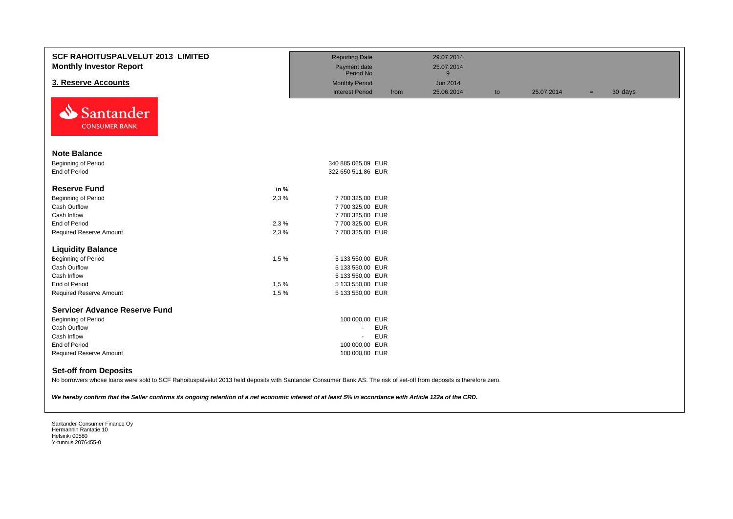# SCF RAHOITUSPALVELUT 2013 LIMITED
## Monthly Investor Report

## 3. Reserve Accounts

| | | | | | | | |
|---|---|---|---|---|---|---|---|
| Reporting Date | | 29.07.2014 | | | | | |
| Payment date | | 25.07.2014 | | | | | |
| Period No | | 9 | | | | | |
| Monthly Period | | Jun 2014 | | | | | |
| Interest Period | from | 25.06.2014 | to | 25.07.2014 | = | 30 days | |

Santander CONSUMER BANK

### Note Balance

| | | | |
|---|---|---|---|
| Beginning of Period | | 340 885 065,09 | EUR |
| End of Period | | 322 650 511,86 | EUR |

### Reserve Fund

| | in % | | |
|---|---|---|---|
| Beginning of Period | 2,3 % | 7 700 325,00 | EUR |
| Cash Outflow | | 7 700 325,00 | EUR |
| Cash Inflow | | 7 700 325,00 | EUR |
| End of Period | 2,3 % | 7 700 325,00 | EUR |
| Required Reserve Amount | 2,3 % | 7 700 325,00 | EUR |

### Liquidity Balance

| | | | |
|---|---|---|---|
| Beginning of Period | 1,5 % | 5 133 550,00 | EUR |
| Cash Outflow | | 5 133 550,00 | EUR |
| Cash Inflow | | 5 133 550,00 | EUR |
| End of Period | 1,5 % | 5 133 550,00 | EUR |
| Required Reserve Amount | 1,5 % | 5 133 550,00 | EUR |

### Servicer Advance Reserve Fund

| | | | |
|---|---|---|---|
| Beginning of Period | | 100 000,00 | EUR |
| Cash Outflow | | - | EUR |
| Cash Inflow | | - | EUR |
| End of Period | | 100 000,00 | EUR |
| Required Reserve Amount | | 100 000,00 | EUR |

### Set-off from Deposits

No borrowers whose loans were sold to SCF Rahoituspalvelut 2013 held deposits with Santander Consumer Bank AS. The risk of set-off from deposits is therefore zero.

***We hereby confirm that the Seller confirms its ongoing retention of a net economic interest of at least 5% in accordance with Article 122a of the CRD.***

Santander Consumer Finance Oy
Hermannin Rantatie 10
Helsinki 00580
Y-tunnus 2076455-0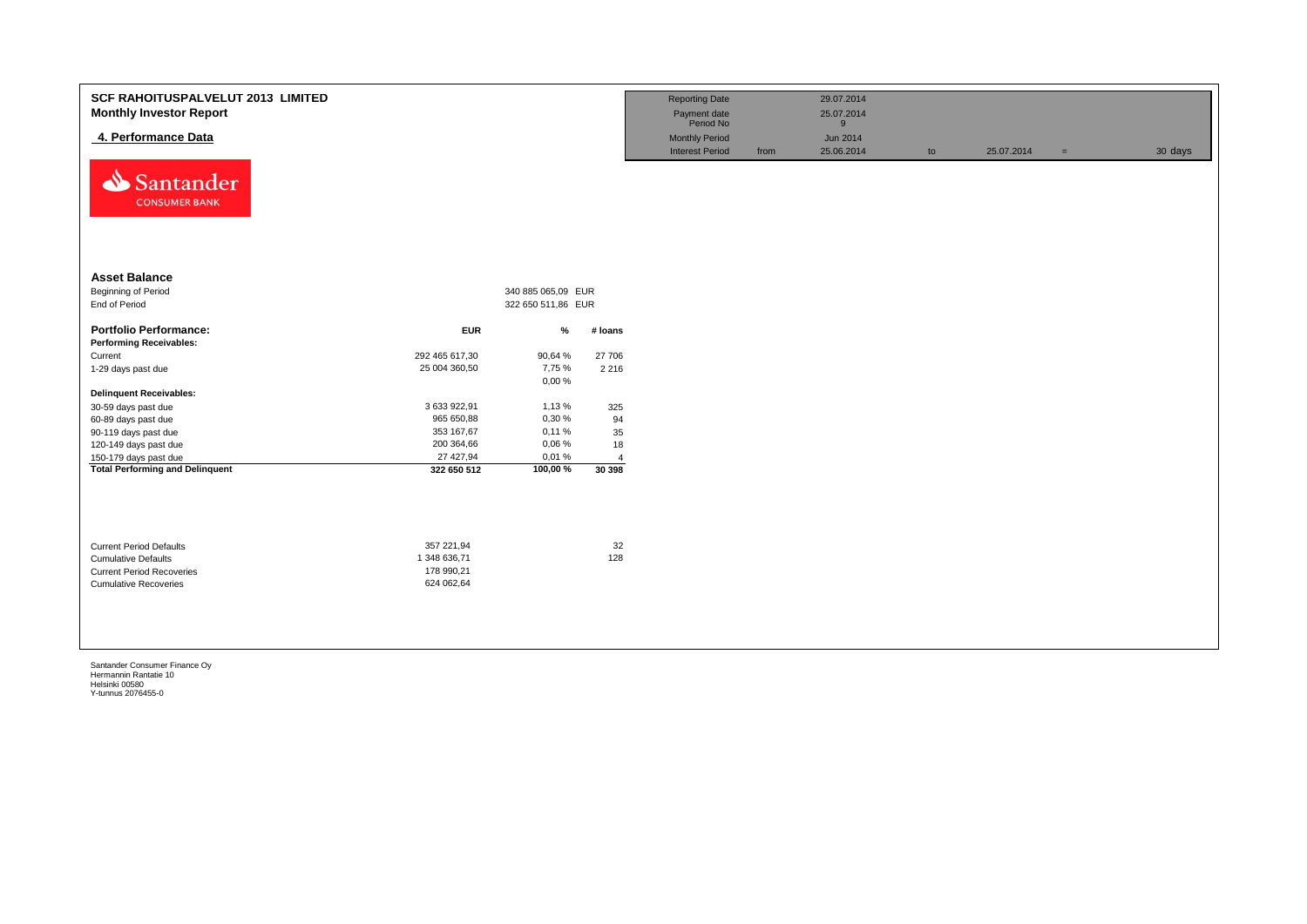# SCF RAHOITUSPALVELUT 2013 LIMITED

## Monthly Investor Report

### 4. Performance Data

| | | | | | | | |
|---|---|---|---|---|---|---|---|
| Reporting Date | | 29.07.2014 | | | | | |
| Payment date | | 25.07.2014 | | | | | |
| Period No | | 9 | | | | | |
| Monthly Period | | Jun 2014 | | | | | |
| Interest Period | from | 25.06.2014 | to | 25.07.2014 | = | 30 days |

**Asset Balance**

| | | |
|---|---|---|
| Beginning of Period | 340 885 065,09 | EUR |
| End of Period | 322 650 511,86 | EUR |

| Portfolio Performance: | EUR | % | # loans |
|---|---|---|---|
| **Performing Receivables:** | | | |
| Current | 292 465 617,30 | 90,64 % | 27 706 |
| 1-29 days past due | 25 004 360,50 | 7,75 % | 2 216 |
| | | 0,00 % | |
| **Delinquent Receivables:** | | | |
| 30-59 days past due | 3 633 922,91 | 1,13 % | 325 |
| 60-89 days past due | 965 650,88 | 0,30 % | 94 |
| 90-119 days past due | 353 167,67 | 0,11 % | 35 |
| 120-149 days past due | 200 364,66 | 0,06 % | 18 |
| 150-179 days past due | 27 427,94 | 0,01 % | 4 |
| **Total Performing and Delinquent** | **322 650 512** | **100,00 %** | **30 398** |

| | EUR | # loans |
|---|---|---|
| Current Period Defaults | 357 221,94 | 32 |
| Cumulative Defaults | 1 348 636,71 | 128 |
| Current Period Recoveries | 178 990,21 | |
| Cumulative Recoveries | 624 062,64 | |

Santander Consumer Finance Oy
Hermannin Rantatie 10
Helsinki 00580
Y-tunnus 2076455-0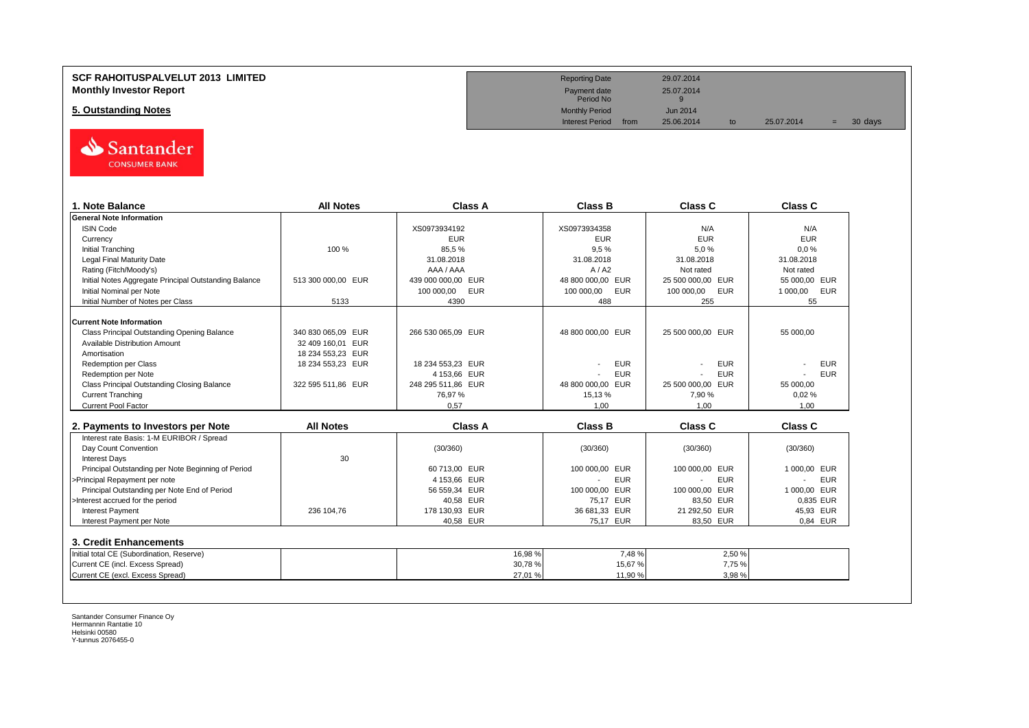# SCF RAHOITUSPALVELUT 2013 LIMITED
## Monthly Investor Report

## 5. Outstanding Notes

| | | | | | |
|---|---|---|---|---|---|
| Reporting Date | | 29.07.2014 | | | |
| Payment date | | 25.07.2014 | | | |
| Period No | | 9 | | | |
| Monthly Period | | Jun 2014 | | | |
| Interest Period | from | 25.06.2014 | to | 25.07.2014 | = 30 days |

| 1. Note Balance | All Notes | Class A | Class B | Class C | Class C |
|---|---|---|---|---|---|
| **General Note Information** | | | | | |
| ISIN Code | | XS0973934192 | XS0973934358 | N/A | N/A |
| Currency | | EUR | EUR | EUR | EUR |
| Initial Tranching | 100 % | 85,5 % | 9,5 % | 5,0 % | 0,0 % |
| Legal Final Maturity Date | | 31.08.2018 | 31.08.2018 | 31.08.2018 | 31.08.2018 |
| Rating (Fitch/Moody's) | | AAA / AAA | A / A2 | Not rated | Not rated |
| Initial Notes Aggregate Principal Outstanding Balance | 513 300 000,00 EUR | 439 000 000,00 EUR | 48 800 000,00 EUR | 25 500 000,00 EUR | 55 000,00 EUR |
| Initial Nominal per Note | | 100 000,00 EUR | 100 000,00 EUR | 100 000,00 EUR | 1 000,00 EUR |
| Initial Number of Notes per Class | 5133 | 4390 | 488 | 255 | 55 |
| **Current Note Information** | | | | | |
| Class Principal Outstanding Opening Balance | 340 830 065,09 EUR | 266 530 065,09 EUR | 48 800 000,00 EUR | 25 500 000,00 EUR | 55 000,00 |
| Available Distribution Amount | 32 409 160,01 EUR | | | | |
| Amortisation | 18 234 553,23 EUR | | | | |
| Redemption per Class | 18 234 553,23 EUR | 18 234 553,23 EUR | - EUR | - EUR | - EUR |
| Redemption per Note | | 4 153,66 EUR | - EUR | - EUR | - EUR |
| Class Principal Outstanding Closing Balance | 322 595 511,86 EUR | 248 295 511,86 EUR | 48 800 000,00 EUR | 25 500 000,00 EUR | 55 000,00 |
| Current Tranching | | 76,97 % | 15,13 % | 7,90 % | 0,02 % |
| Current Pool Factor | | 0,57 | 1,00 | 1,00 | 1,00 |

| 2. Payments to Investors per Note | All Notes | Class A | Class B | Class C | Class C |
|---|---|---|---|---|---|
| Interest rate Basis: 1-M EURIBOR / Spread | | | | | |
| Day Count Convention | | (30/360) | (30/360) | (30/360) | (30/360) |
| Interest Days | 30 | | | | |
| Principal Outstanding per Note Beginning of Period | | 60 713,00 EUR | 100 000,00 EUR | 100 000,00 EUR | 1 000,00 EUR |
| >Principal Repayment per note | | 4 153,66 EUR | - EUR | - EUR | - EUR |
| Principal Outstanding per Note End of Period | | 56 559,34 EUR | 100 000,00 EUR | 100 000,00 EUR | 1 000,00 EUR |
| >Interest accrued for the period | | 40,58 EUR | 75,17 EUR | 83,50 EUR | 0,835 EUR |
| Interest Payment | 236 104,76 | 178 130,93 EUR | 36 681,33 EUR | 21 292,50 EUR | 45,93 EUR |
| Interest Payment per Note | | 40,58 EUR | 75,17 EUR | 83,50 EUR | 0,84 EUR |

### 3. Credit Enhancements

| | | | | | |
|---|---|---|---|---|---|
| Initial total CE (Subordination, Reserve) | | 16,98 % | 7,48 % | 2,50 % | |
| Current CE (incl. Excess Spread) | | 30,78 % | 15,67 % | 7,75 % | |
| Current CE (excl. Excess Spread) | | 27,01 % | 11,90 % | 3,98 % | |

Santander Consumer Finance Oy
Hermannin Rantatie 10
Helsinki 00580
Y-tunnus 2076455-0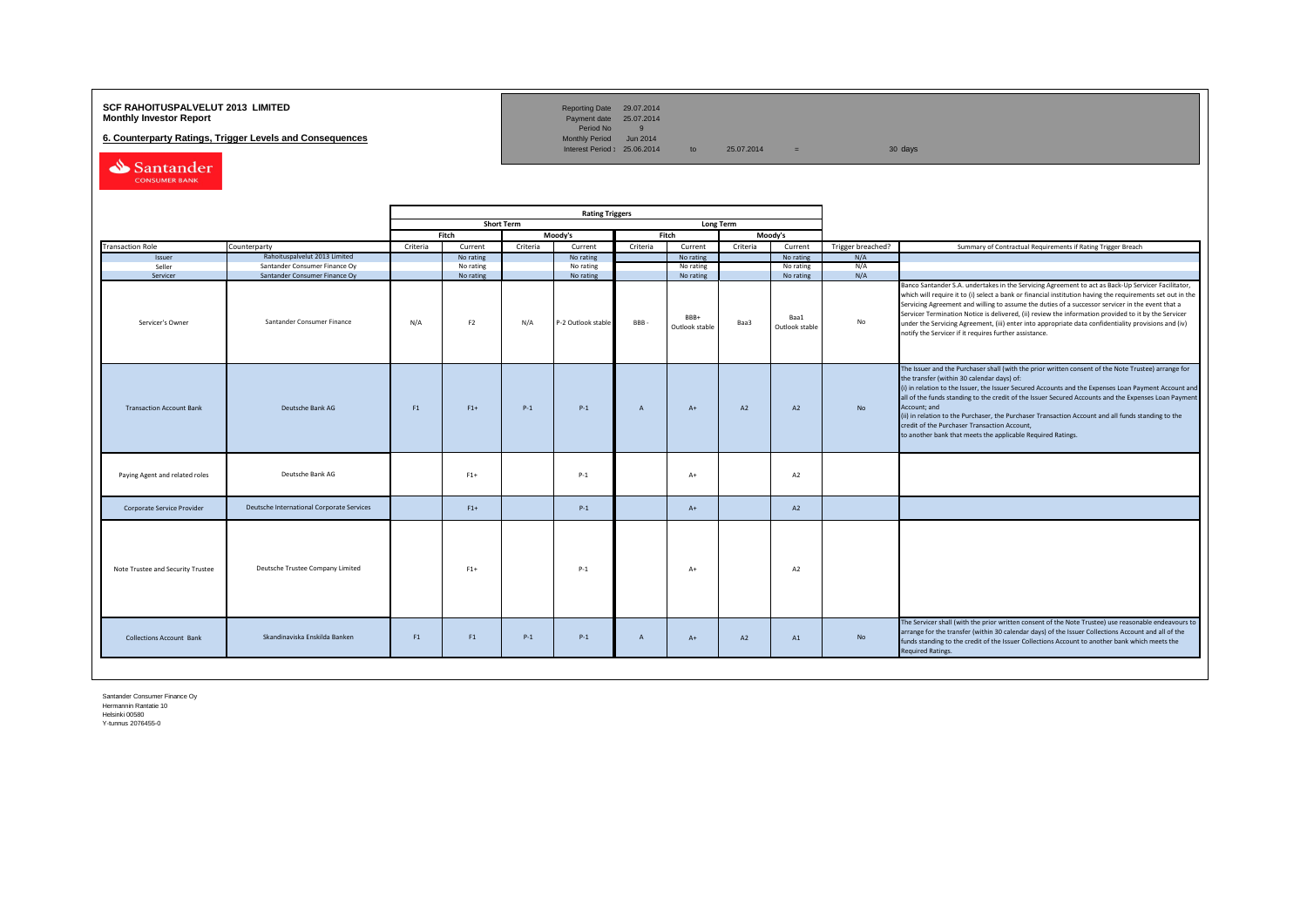**SCF RAHOITUSPALVELUT 2013 LIMITED**
**Monthly Investor Report**

**6. Counterparty Ratings, Trigger Levels and Consequences**

| | | | | |
|---|---|---|---|---|
| Reporting Date | 29.07.2014 | | | |
| Payment date | 25.07.2014 | | | |
| Period No | 9 | | | |
| Monthly Period | Jun 2014 | | | |
| Interest Period : | 25.06.2014 | to | 25.07.2014 = | 30 days |

| | | Rating Triggers | | | | | | | | | |
|---|---|---|---|---|---|---|---|---|---|---|---|
| | | Short Term | | | | Long Term | | | | | |
| | | Fitch | | Moody's | | Fitch | | Moody's | | | |
| Transaction Role | Counterparty | Criteria | Current | Criteria | Current | Criteria | Current | Criteria | Current | Trigger breached? | Summary of Contractual Requirements if Rating Trigger Breach |
| Issuer | Rahoituspalvelut 2013 Limited | | No rating | | No rating | | No rating | | No rating | N/A | |
| Seller | Santander Consumer Finance Oy | | No rating | | No rating | | No rating | | No rating | N/A | |
| Servicer | Santander Consumer Finance Oy | | No rating | | No rating | | No rating | | No rating | N/A | |
| Servicer's Owner | Santander Consumer Finance | N/A | F2 | N/A | P-2 Outlook stable | BBB - | BBB+ Outlook stable | Baa3 | Baa1 Outlook stable | No | Banco Santander S.A. undertakes in the Servicing Agreement to act as Back-Up Servicer Facilitator, which will require it to (i) select a bank or financial institution having the requirements set out in the Servicing Agreement and willing to assume the duties of a successor servicer in the event that a Servicer Termination Notice is delivered, (ii) review the information provided to it by the Servicer under the Servicing Agreement, (iii) enter into appropriate data confidentiality provisions and (iv) notify the Servicer if it requires further assistance. |
| Transaction Account Bank | Deutsche Bank AG | F1 | F1+ | P-1 | P-1 | A | A+ | A2 | A2 | No | The Issuer and the Purchaser shall (with the prior written consent of the Note Trustee) arrange for the transfer (within 30 calendar days) of: (i) in relation to the Issuer, the Issuer Secured Accounts and the Expenses Loan Payment Account and all of the funds standing to the credit of the Issuer Secured Accounts and the Expenses Loan Payment Account; and (ii) in relation to the Purchaser, the Purchaser Transaction Account and all funds standing to the credit of the Purchaser Transaction Account, to another bank that meets the applicable Required Ratings. |
| Paying Agent and related roles | Deutsche Bank AG | | F1+ | | P-1 | | A+ | | A2 | | |
| Corporate Service Provider | Deutsche International Corporate Services | | F1+ | | P-1 | | A+ | | A2 | | |
| Note Trustee and Security Trustee | Deutsche Trustee Company Limited | | F1+ | | P-1 | | A+ | | A2 | | |
| Collections Account Bank | Skandinaviska Enskilda Banken | F1 | F1 | P-1 | P-1 | A | A+ | A2 | A1 | No | The Servicer shall (with the prior written consent of the Note Trustee) use reasonable endeavours to arrange for the transfer (within 30 calendar days) of the Issuer Collections Account and all of the funds standing to the credit of the Issuer Collections Account to another bank which meets the Required Ratings. |

Santander Consumer Finance Oy
Hermannin Rantatie 10
Helsinki 00580
Y-tunnus 2076455-0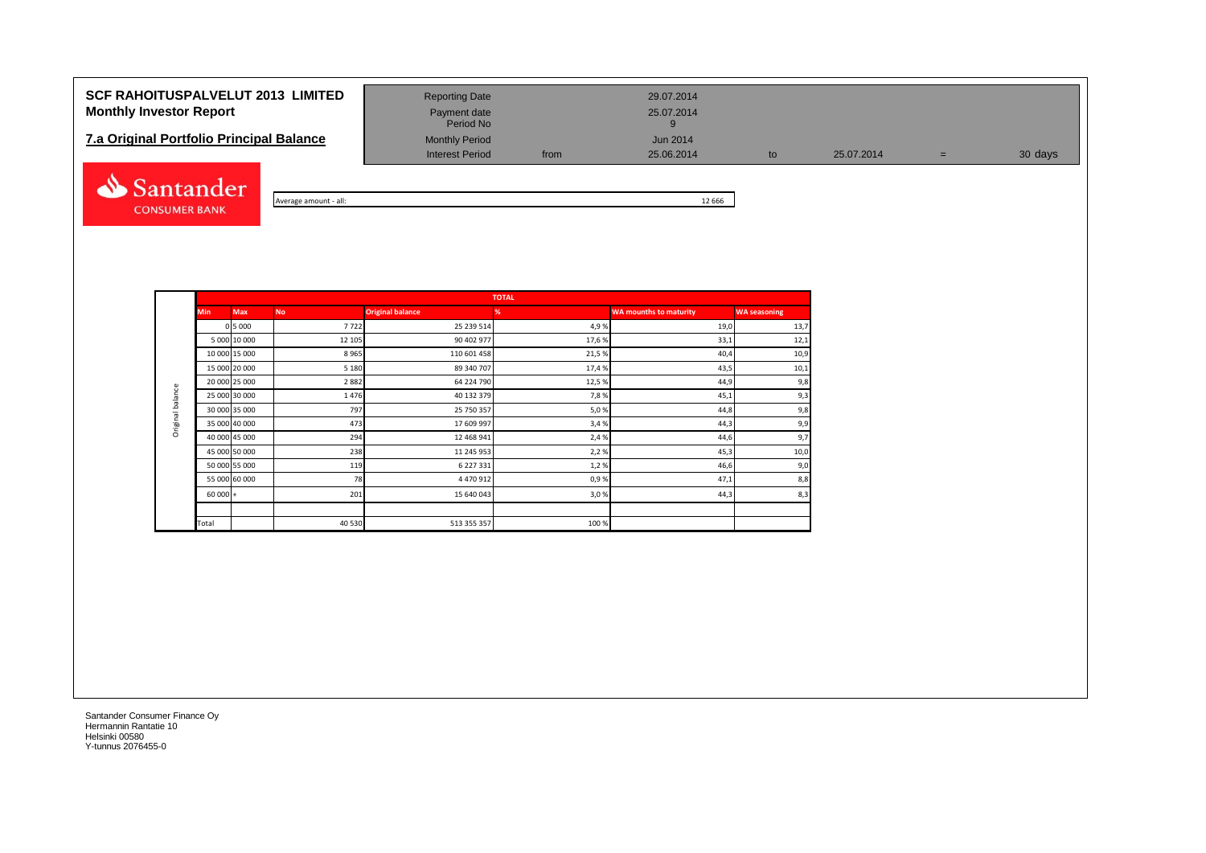# SCF RAHOITUSPALVELUT 2013 LIMITED
## Monthly Investor Report

## 7.a Original Portfolio Principal Balance

| | | | | | | |
|---|---|---|---|---|---|---|
| Reporting Date | | 29.07.2014 | | | | |
| Payment date | | 25.07.2014 | | | | |
| Period No | | 9 | | | | |
| Monthly Period | | Jun 2014 | | | | |
| Interest Period | from | 25.06.2014 | to | 25.07.2014 | = | 30 days |

Average amount - all: 12 666

| | TOTAL | | | | | | |
|---|---|---|---|---|---|---|---|
| | Min | Max | No | Original balance | % | WA mounths to maturity | WA seasoning |
| Original balance | 0 | 5 000 | 7 722 | 25 239 514 | 4,9 % | 19,0 | 13,7 |
| | 5 000 | 10 000 | 12 105 | 90 402 977 | 17,6 % | 33,1 | 12,1 |
| | 10 000 | 15 000 | 8 965 | 110 601 458 | 21,5 % | 40,4 | 10,9 |
| | 15 000 | 20 000 | 5 180 | 89 340 707 | 17,4 % | 43,5 | 10,1 |
| | 20 000 | 25 000 | 2 882 | 64 224 790 | 12,5 % | 44,9 | 9,8 |
| | 25 000 | 30 000 | 1 476 | 40 132 379 | 7,8 % | 45,1 | 9,3 |
| | 30 000 | 35 000 | 797 | 25 750 357 | 5,0 % | 44,8 | 9,8 |
| | 35 000 | 40 000 | 473 | 17 609 997 | 3,4 % | 44,3 | 9,9 |
| | 40 000 | 45 000 | 294 | 12 468 941 | 2,4 % | 44,6 | 9,7 |
| | 45 000 | 50 000 | 238 | 11 245 953 | 2,2 % | 45,3 | 10,0 |
| | 50 000 | 55 000 | 119 | 6 227 331 | 1,2 % | 46,6 | 9,0 |
| | 55 000 | 60 000 | 78 | 4 470 912 | 0,9 % | 47,1 | 8,8 |
| | 60 000 | + | 201 | 15 640 043 | 3,0 % | 44,3 | 8,3 |
| | | | | | | | |
| | Total | | 40 530 | 513 355 357 | 100 % | | |

Santander Consumer Finance Oy
Hermannin Rantatie 10
Helsinki 00580
Y-tunnus 2076455-0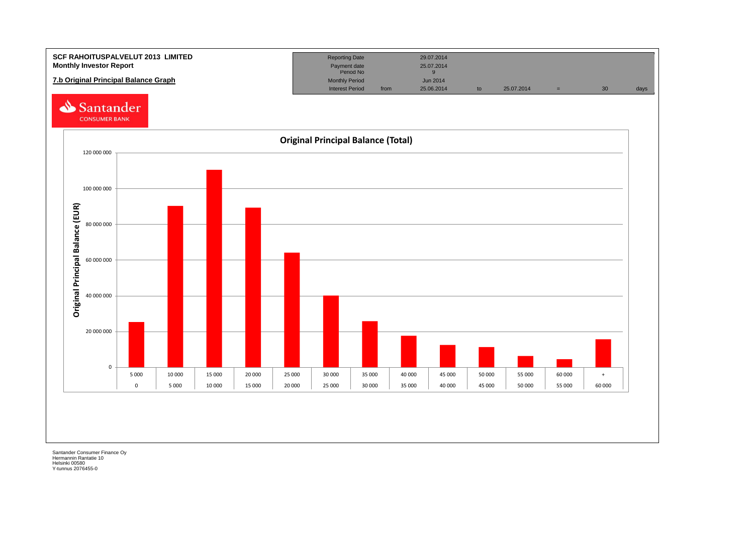**SCF RAHOITUSPALVELUT 2013 LIMITED**
**Monthly Investor Report**

**7.b Original Principal Balance Graph**

| Reporting Date | | 29.07.2014 | | | | | |
|---|---|---|---|---|---|---|---|
| Payment date | | 25.07.2014 | | | | | |
| Period No | | 9 | | | | | |
| Monthly Period | | Jun 2014 | | | | | |
| Interest Period | from | 25.06.2014 | to | 25.07.2014 | = | 30 | days |

Santander CONSUMER BANK

**Original Principal Balance (Total)**

Original Principal Balance (EUR)

| From | To |
|---|---|
| 0 | 5 000 |
| 5 000 | 10 000 |
| 10 000 | 15 000 |
| 15 000 | 20 000 |
| 20 000 | 25 000 |
| 25 000 | 30 000 |
| 30 000 | 35 000 |
| 35 000 | 40 000 |
| 40 000 | 45 000 |
| 45 000 | 50 000 |
| 50 000 | 55 000 |
| 55 000 | 60 000 |
| 60 000 | + |

Santander Consumer Finance Oy
Hermannin Rantatie 10
Helsinki 00580
Y-tunnus 2076455-0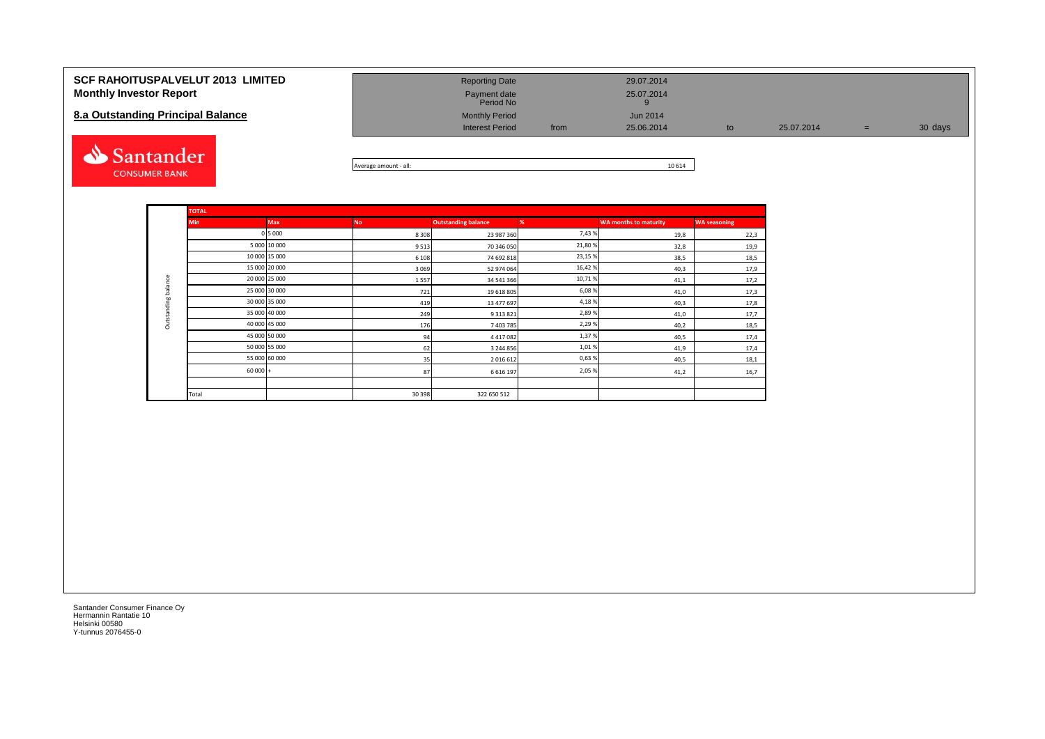**SCF RAHOITUSPALVELUT 2013 LIMITED**
**Monthly Investor Report**

## 8.a Outstanding Principal Balance

| | | | | | | |
|---|---|---|---|---|---|---|
| Reporting Date | | 29.07.2014 | | | | |
| Payment date | | 25.07.2014 | | | | |
| Period No | | 9 | | | | |
| Monthly Period | | Jun 2014 | | | | |
| Interest Period | from | 25.06.2014 | to | 25.07.2014 | = | 30 days |

Average amount - all: 10 614

| | TOTAL | | | | | | |
|---|---|---|---|---|---|---|---|
| | Min | Max | No | Outstanding balance | % | WA months to maturity | WA seasoning |
| Outstanding balance | 0 | 5 000 | 8 308 | 23 987 360 | 7,43 % | 19,8 | 22,3 |
| | 5 000 | 10 000 | 9 513 | 70 346 050 | 21,80 % | 32,8 | 19,9 |
| | 10 000 | 15 000 | 6 108 | 74 692 818 | 23,15 % | 38,5 | 18,5 |
| | 15 000 | 20 000 | 3 069 | 52 974 064 | 16,42 % | 40,3 | 17,9 |
| | 20 000 | 25 000 | 1 557 | 34 541 366 | 10,71 % | 41,1 | 17,2 |
| | 25 000 | 30 000 | 721 | 19 618 805 | 6,08 % | 41,0 | 17,3 |
| | 30 000 | 35 000 | 419 | 13 477 697 | 4,18 % | 40,3 | 17,8 |
| | 35 000 | 40 000 | 249 | 9 313 821 | 2,89 % | 41,0 | 17,7 |
| | 40 000 | 45 000 | 176 | 7 403 785 | 2,29 % | 40,2 | 18,5 |
| | 45 000 | 50 000 | 94 | 4 417 082 | 1,37 % | 40,5 | 17,4 |
| | 50 000 | 55 000 | 62 | 3 244 856 | 1,01 % | 41,9 | 17,4 |
| | 55 000 | 60 000 | 35 | 2 016 612 | 0,63 % | 40,5 | 18,1 |
| | 60 000 | + | 87 | 6 616 197 | 2,05 % | 41,2 | 16,7 |
| | | | | | | | |
| | Total | | 30 398 | 322 650 512 | | | |

Santander Consumer Finance Oy
Hermannin Rantatie 10
Helsinki 00580
Y-tunnus 2076455-0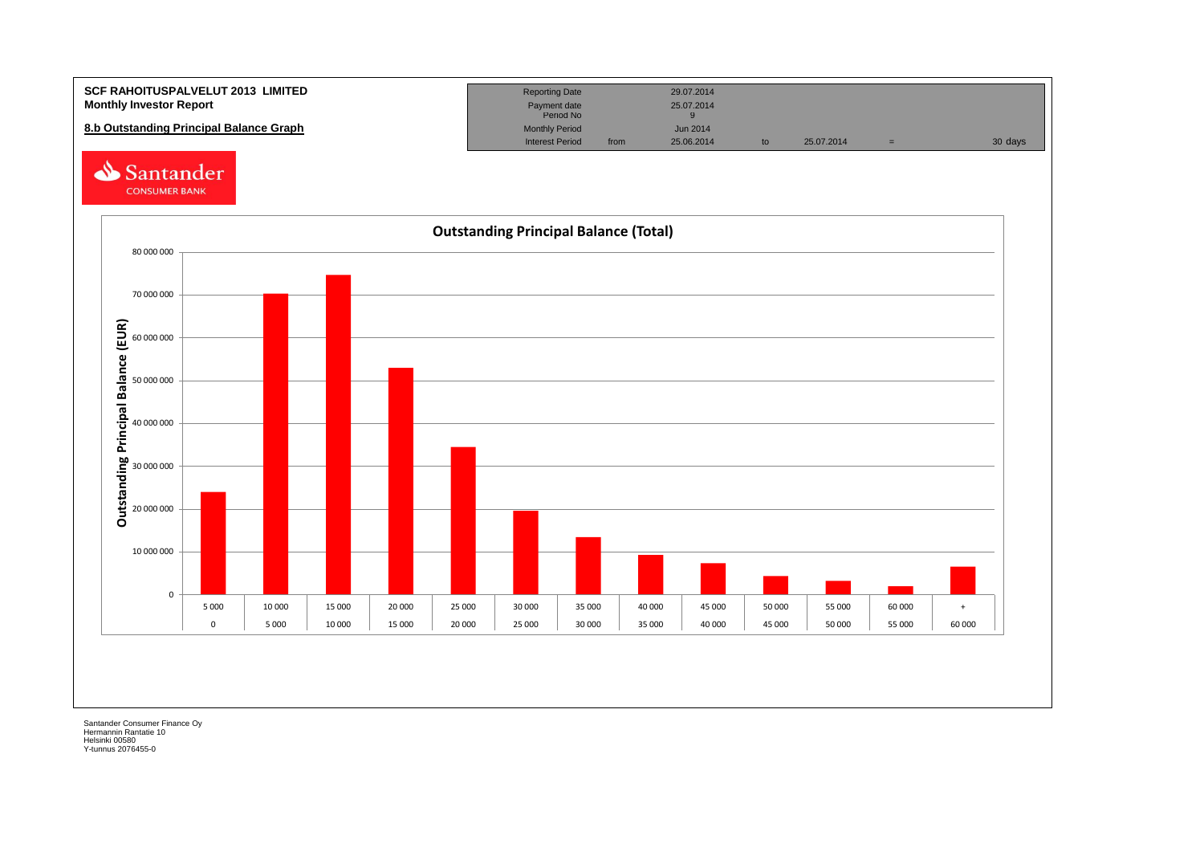**SCF RAHOITUSPALVELUT 2013 LIMITED**
**Monthly Investor Report**

**8.b Outstanding Principal Balance Graph**

| Reporting Date | | 29.07.2014 | | | | |
|---|---|---|---|---|---|---|
| Payment date | | 25.07.2014 | | | | |
| Period No | | 9 | | | | |
| Monthly Period | | Jun 2014 | | | | |
| Interest Period | from | 25.06.2014 | to | 25.07.2014 | = | 30 days |

Santander CONSUMER BANK

**Outstanding Principal Balance (Total)**

Outstanding Principal Balance (EUR)

| From | To |
|---|---|
| 0 | 5 000 |
| 5 000 | 10 000 |
| 10 000 | 15 000 |
| 15 000 | 20 000 |
| 20 000 | 25 000 |
| 25 000 | 30 000 |
| 30 000 | 35 000 |
| 35 000 | 40 000 |
| 40 000 | 45 000 |
| 45 000 | 50 000 |
| 50 000 | 55 000 |
| 55 000 | 60 000 |
| 60 000 | + |

Santander Consumer Finance Oy
Hermannin Rantatie 10
Helsinki 00580
Y-tunnus 2076455-0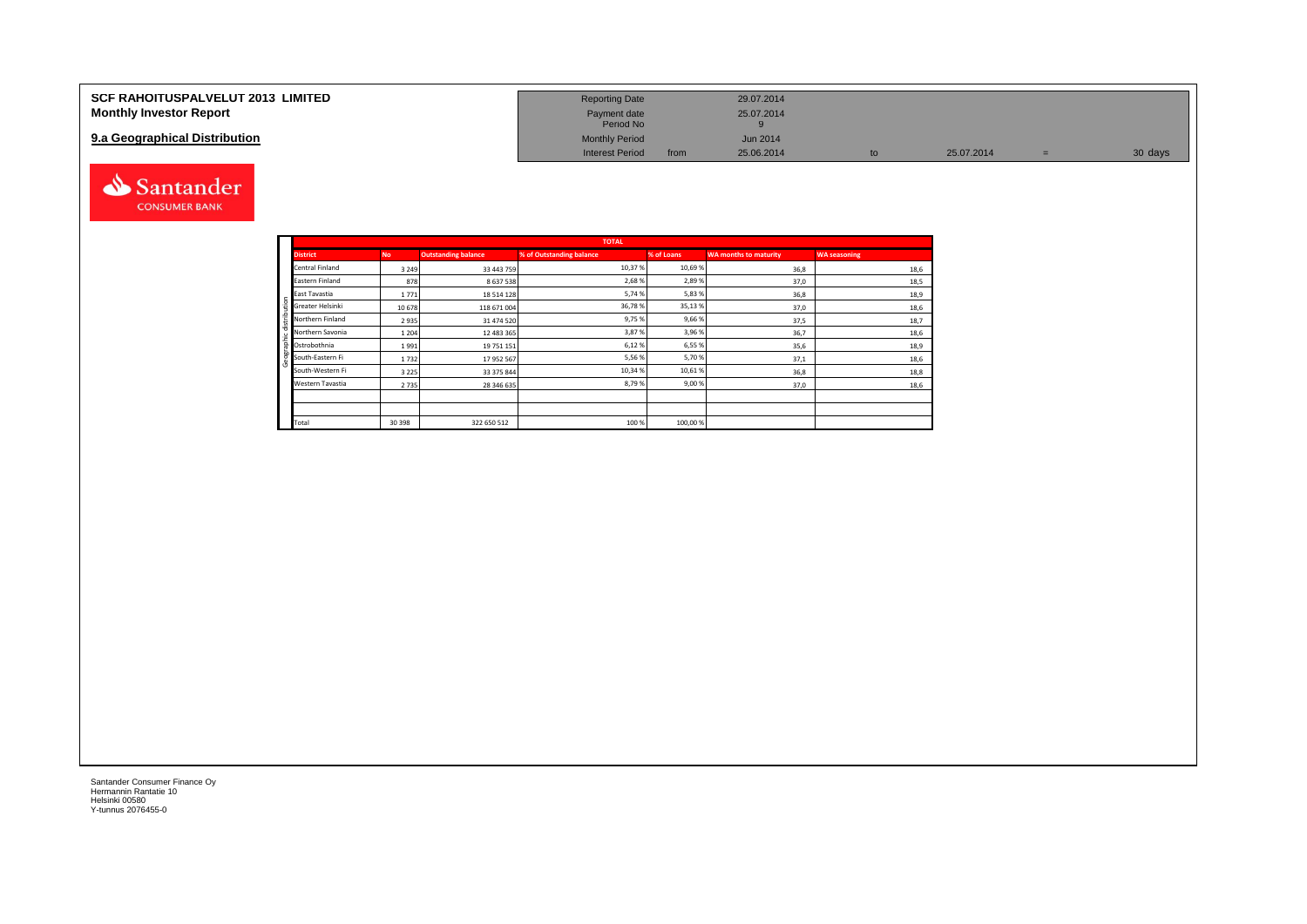# SCF RAHOITUSPALVELUT 2013 LIMITED
## Monthly Investor Report

## 9.a Geographical Distribution

| | | | | | |
|---|---|---|---|---|---|
| Reporting Date | | 29.07.2014 | | | |
| Payment date | | 25.07.2014 | | | |
| Period No | | 9 | | | |
| Monthly Period | | Jun 2014 | | | |
| Interest Period | from | 25.06.2014 | to | 25.07.2014 | = 30 days |

Santander CONSUMER BANK

| Geographic distribution | TOTAL | | | | | |
|---|---|---|---|---|---|---|
| **District** | **No** | **Outstanding balance** | **% of Outstanding balance** | **% of Loans** | **WA months to maturity** | **WA seasoning** |
| Central Finland | 3 249 | 33 443 759 | 10,37 % | 10,69 % | 36,8 | 18,6 |
| Eastern Finland | 878 | 8 637 538 | 2,68 % | 2,89 % | 37,0 | 18,5 |
| East Tavastia | 1 771 | 18 514 128 | 5,74 % | 5,83 % | 36,8 | 18,9 |
| Greater Helsinki | 10 678 | 118 671 004 | 36,78 % | 35,13 % | 37,0 | 18,6 |
| Northern Finland | 2 935 | 31 474 520 | 9,75 % | 9,66 % | 37,5 | 18,7 |
| Northern Savonia | 1 204 | 12 483 365 | 3,87 % | 3,96 % | 36,7 | 18,6 |
| Ostrobothnia | 1 991 | 19 751 151 | 6,12 % | 6,55 % | 35,6 | 18,9 |
| South-Eastern Fi | 1 732 | 17 952 567 | 5,56 % | 5,70 % | 37,1 | 18,6 |
| South-Western Fi | 3 225 | 33 375 844 | 10,34 % | 10,61 % | 36,8 | 18,8 |
| Western Tavastia | 2 735 | 28 346 635 | 8,79 % | 9,00 % | 37,0 | 18,6 |
| | | | | | | |
| | | | | | | |
| Total | 30 398 | 322 650 512 | 100 % | 100,00 % | | |

Santander Consumer Finance Oy
Hermannin Rantatie 10
Helsinki 00580
Y-tunnus 2076455-0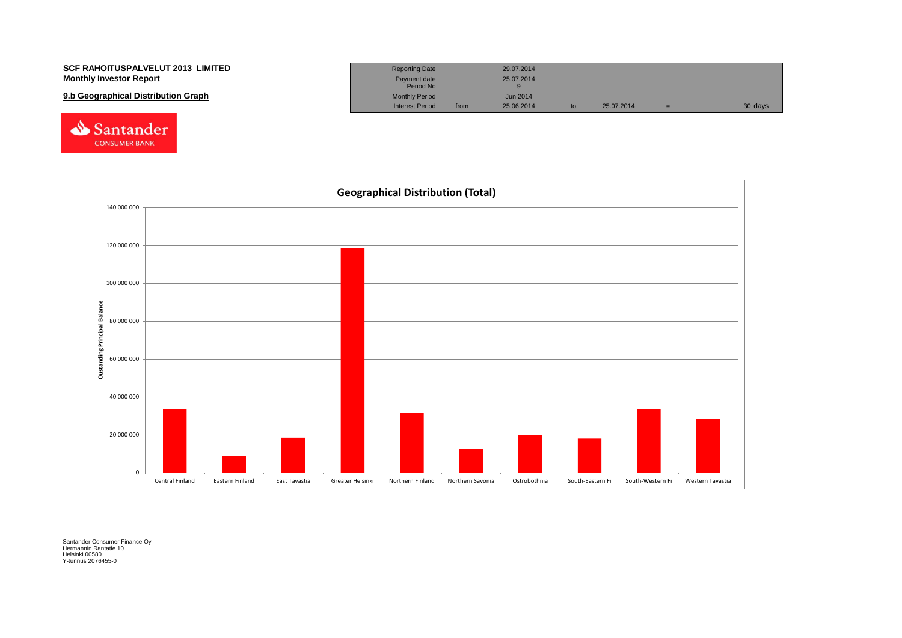**SCF RAHOITUSPALVELUT 2013 LIMITED**
**Monthly Investor Report**

**9.b Geographical Distribution Graph**

| Reporting Date | | 29.07.2014 | | | | |
|---|---|---|---|---|---|---|
| Payment date | | 25.07.2014 | | | | |
| Period No | | 9 | | | | |
| Monthly Period | | Jun 2014 | | | | |
| Interest Period | from | 25.06.2014 | to | 25.07.2014 | = | 30 days |

Santander CONSUMER BANK

## Geographical Distribution (Total)

Oustanding Principal Balance

| Region | Approx. Outstanding Principal Balance |
|---|---|
| Central Finland | ~33 500 000 |
| Eastern Finland | ~8 500 000 |
| East Tavastia | ~18 500 000 |
| Greater Helsinki | ~118 500 000 |
| Northern Finland | ~31 500 000 |
| Northern Savonia | ~12 500 000 |
| Ostrobothnia | ~20 000 000 |
| South-Eastern Fi | ~18 000 000 |
| South-Western Fi | ~33 500 000 |
| Western Tavastia | ~28 500 000 |

Santander Consumer Finance Oy
Hermannin Rantatie 10
Helsinki 00580
Y-tunnus 2076455-0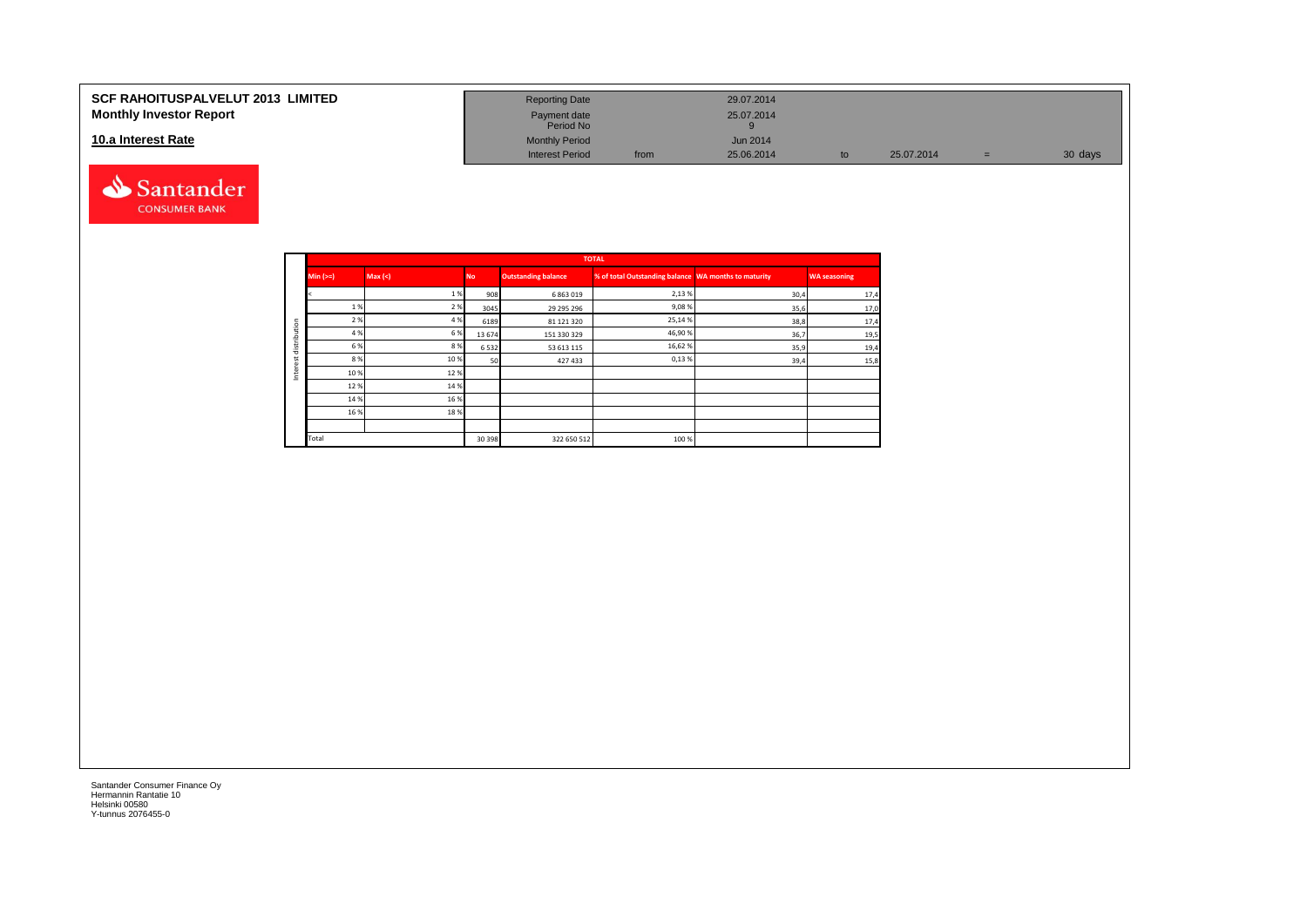# SCF RAHOITUSPALVELUT 2013 LIMITED
## Monthly Investor Report

### 10.a Interest Rate

| | | | | | | |
|---|---|---|---|---|---|---|
| Reporting Date | | 29.07.2014 | | | | |
| Payment date | | 25.07.2014 | | | | |
| Period No | | 9 | | | | |
| Monthly Period | | Jun 2014 | | | | |
| Interest Period | from | 25.06.2014 | to | 25.07.2014 | = | 30 days |

**Interest distribution**

| Min (>=) | Max (<) | No | Outstanding balance | % of total Outstanding balance | WA months to maturity | WA seasoning |
|---|---|---|---|---|---|---|
| < | 1 % | 908 | 6 863 019 | 2,13 % | 30,4 | 17,4 |
| 1 % | 2 % | 3045 | 29 295 296 | 9,08 % | 35,6 | 17,0 |
| 2 % | 4 % | 6189 | 81 121 320 | 25,14 % | 38,8 | 17,4 |
| 4 % | 6 % | 13 674 | 151 330 329 | 46,90 % | 36,7 | 19,5 |
| 6 % | 8 % | 6 532 | 53 613 115 | 16,62 % | 35,9 | 19,4 |
| 8 % | 10 % | 50 | 427 433 | 0,13 % | 39,4 | 15,8 |
| 10 % | 12 % | | | | | |
| 12 % | 14 % | | | | | |
| 14 % | 16 % | | | | | |
| 16 % | 18 % | | | | | |
| | | | | | | |
| Total | | 30 398 | 322 650 512 | 100 % | | |

Santander Consumer Finance Oy
Hermannin Rantatie 10
Helsinki 00580
Y-tunnus 2076455-0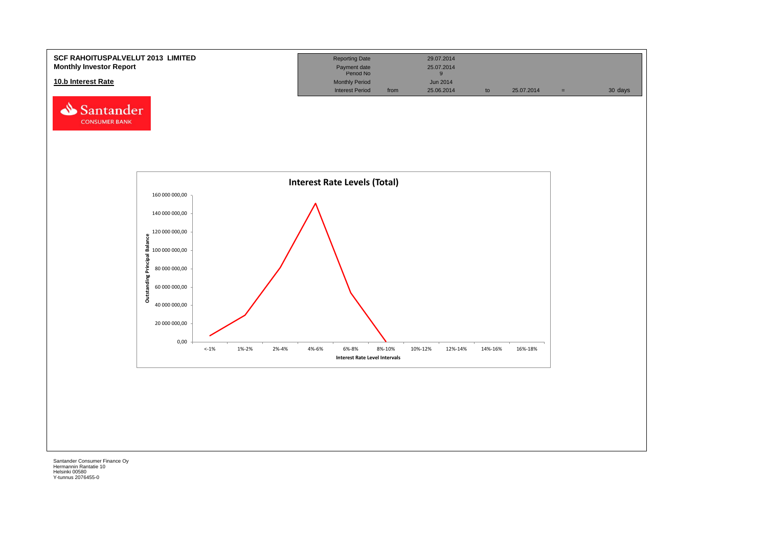**SCF RAHOITUSPALVELUT 2013 LIMITED**
**Monthly Investor Report**

## 10.b Interest Rate

| | | | | | | |
|---|---|---|---|---|---|---|
| Reporting Date | | 29.07.2014 | | | | |
| Payment date | | 25.07.2014 | | | | |
| Period No | | 9 | | | | |
| Monthly Period | | Jun 2014 | | | | |
| Interest Period | from | 25.06.2014 | to | 25.07.2014 | = | 30 days |

Santander CONSUMER BANK

**Interest Rate Levels (Total)**

Outstanding Principal Balance: 0,00; 20 000 000,00; 40 000 000,00; 60 000 000,00; 80 000 000,00; 100 000 000,00; 120 000 000,00; 140 000 000,00; 160 000 000,00

Interest Rate Level Intervals: <-1%; 1%-2%; 2%-4%; 4%-6%; 6%-8%; 8%-10%; 10%-12%; 12%-14%; 14%-16%; 16%-18%

Santander Consumer Finance Oy
Hermannin Rantatie 10
Helsinki 00580
Y-tunnus 2076455-0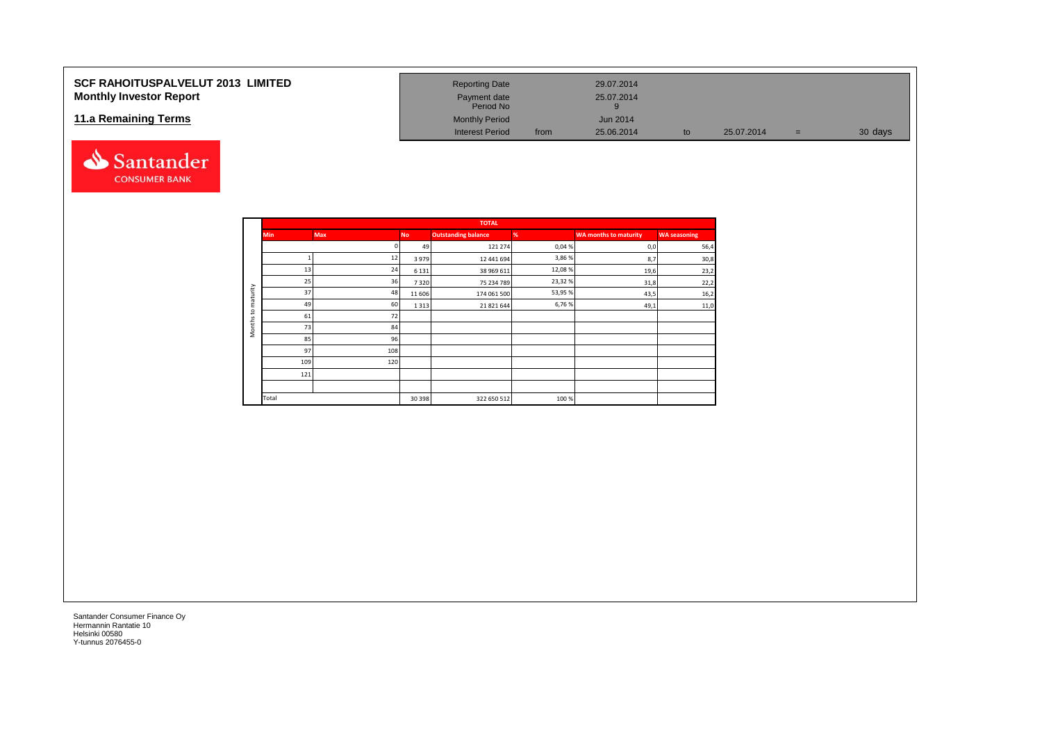# SCF RAHOITUSPALVELUT 2013 LIMITED
## Monthly Investor Report

## 11.a Remaining Terms

| | | | | | |
|---|---|---|---|---|---|
| Reporting Date | | 29.07.2014 | | | |
| Payment date | | 25.07.2014 | | | |
| Period No | | 9 | | | |
| Monthly Period | | Jun 2014 | | | |
| Interest Period | from | 25.06.2014 | to | 25.07.2014 | = 30 days |

Santander CONSUMER BANK

| | TOTAL | | | | | | |
|---|---|---|---|---|---|---|---|
| | Min | Max | No | Outstanding balance | % | WA months to maturity | WA seasoning |
| Months to maturity | | 0 | 49 | 121 274 | 0,04 % | 0,0 | 56,4 |
| | 1 | 12 | 3 979 | 12 441 694 | 3,86 % | 8,7 | 30,8 |
| | 13 | 24 | 6 131 | 38 969 611 | 12,08 % | 19,6 | 23,2 |
| | 25 | 36 | 7 320 | 75 234 789 | 23,32 % | 31,8 | 22,2 |
| | 37 | 48 | 11 606 | 174 061 500 | 53,95 % | 43,5 | 16,2 |
| | 49 | 60 | 1 313 | 21 821 644 | 6,76 % | 49,1 | 11,0 |
| | 61 | 72 | | | | | |
| | 73 | 84 | | | | | |
| | 85 | 96 | | | | | |
| | 97 | 108 | | | | | |
| | 109 | 120 | | | | | |
| | 121 | | | | | | |
| | | | | | | | |
| | Total | | 30 398 | 322 650 512 | 100 % | | |

Santander Consumer Finance Oy
Hermannin Rantatie 10
Helsinki 00580
Y-tunnus 2076455-0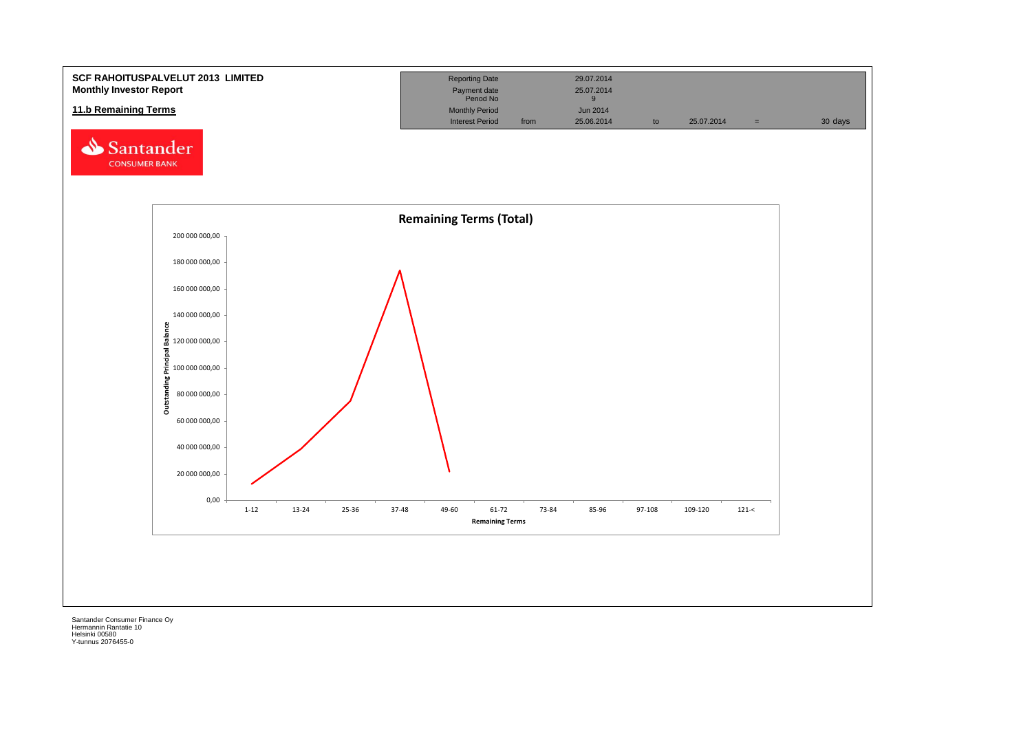**SCF RAHOITUSPALVELUT 2013 LIMITED**
**Monthly Investor Report**

**11.b Remaining Terms**

| Reporting Date | | 29.07.2014 | | | | |
|---|---|---|---|---|---|---|
| Payment date | | 25.07.2014 | | | | |
| Period No | | 9 | | | | |
| Monthly Period | | Jun 2014 | | | | |
| Interest Period | from | 25.06.2014 | to | 25.07.2014 | = | 30 days |

Santander CONSUMER BANK

**Remaining Terms (Total)**

Outstanding Principal Balance

200 000 000,00
180 000 000,00
160 000 000,00
140 000 000,00
120 000 000,00
100 000 000,00
80 000 000,00
60 000 000,00
40 000 000,00
20 000 000,00
0,00

1-12 | 13-24 | 25-36 | 37-48 | 49-60 | 61-72 | 73-84 | 85-96 | 97-108 | 109-120 | 121-<

Remaining Terms

Santander Consumer Finance Oy
Hermannin Rantatie 10
Helsinki 00580
Y-tunnus 2076455-0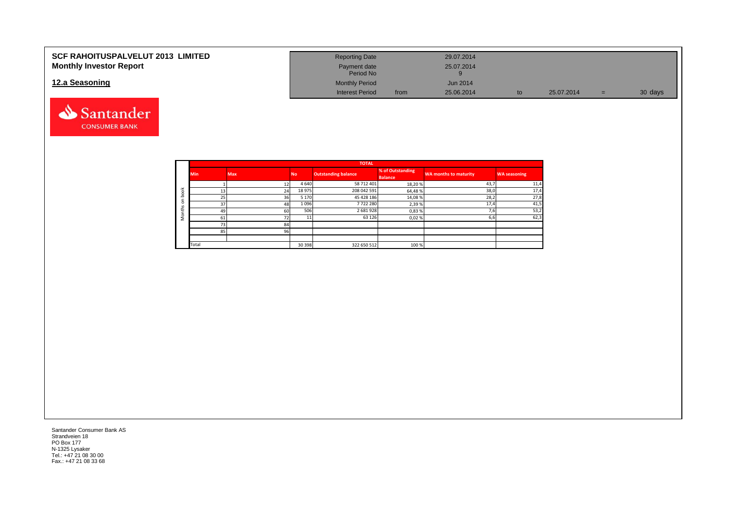# SCF RAHOITUSPALVELUT 2013 LIMITED
## Monthly Investor Report

## 12.a Seasoning

| | | | | | |
|---|---|---|---|---|---|
| Reporting Date | | 29.07.2014 | | | |
| Payment date | | 25.07.2014 | | | |
| Period No | | 9 | | | |
| Monthly Period | | Jun 2014 | | | |
| Interest Period | from | 25.06.2014 | to | 25.07.2014 | = 30 days |

Santander CONSUMER BANK

| | TOTAL | | | | | | |
|---|---|---|---|---|---|---|---|
| | Min | Max | No | Outstanding balance | % of Outstanding Balance | WA months to maturity | WA seasoning |
| Months on book | 1 | 12 | 4 640 | 58 712 401 | 18,20 % | 43,7 | 11,4 |
| | 13 | 24 | 18 975 | 208 042 591 | 64,48 % | 38,0 | 17,4 |
| | 25 | 36 | 5 170 | 45 428 186 | 14,08 % | 28,2 | 27,8 |
| | 37 | 48 | 1 096 | 7 722 280 | 2,39 % | 17,4 | 41,5 |
| | 49 | 60 | 506 | 2 681 928 | 0,83 % | 7,6 | 53,2 |
| | 61 | 72 | 11 | 63 126 | 0,02 % | 6,6 | 62,3 |
| | 73 | 84 | | | | | |
| | 85 | 96 | | | | | |
| | | | | | | | |
| | Total | | 30 398 | 322 650 512 | 100 % | | |

Santander Consumer Bank AS
Strandveien 18
PO Box 177
N-1325 Lysaker
Tel.: +47 21 08 30 00
Fax.: +47 21 08 33 68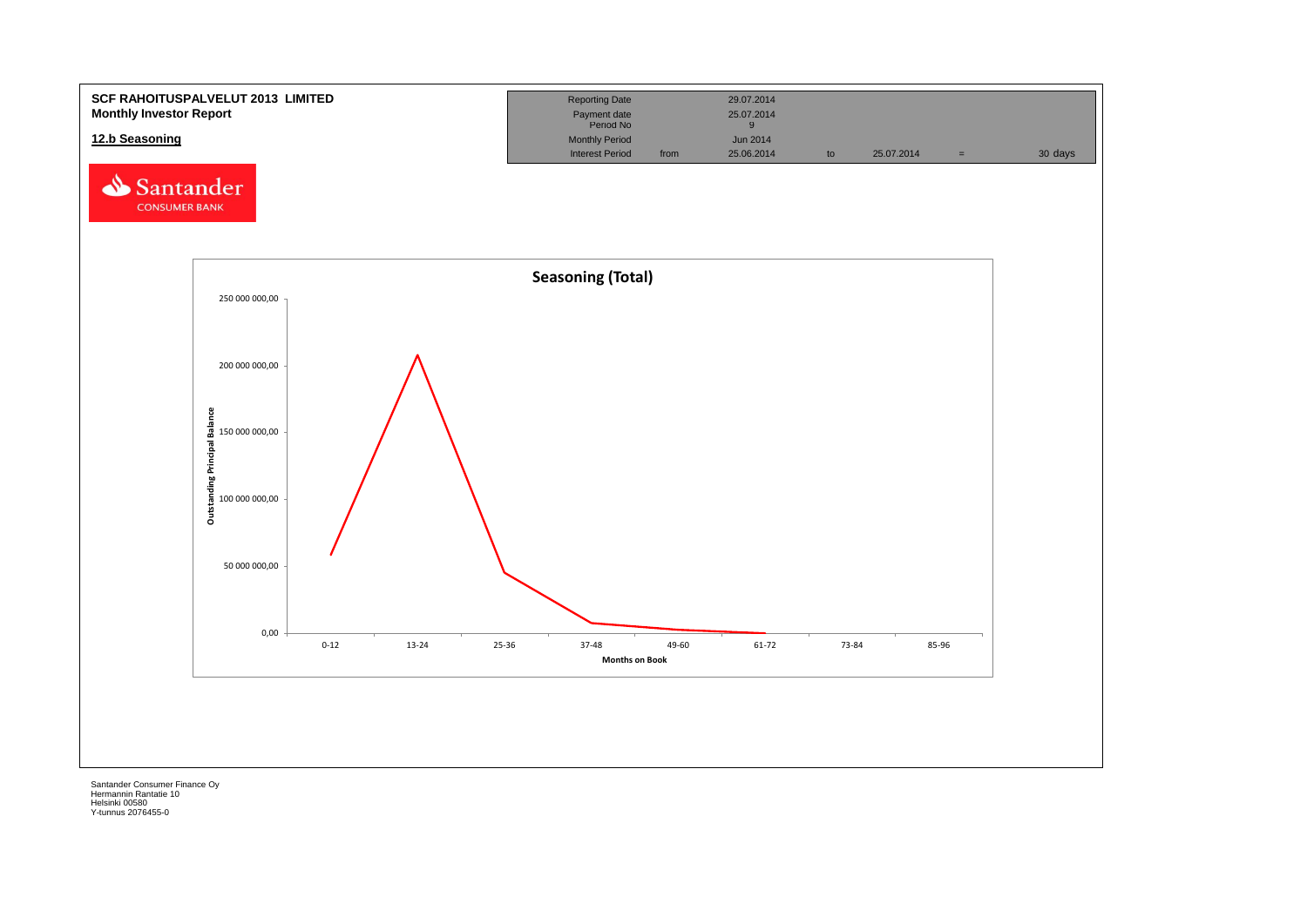**SCF RAHOITUSPALVELUT 2013 LIMITED**
**Monthly Investor Report**

**12.b Seasoning**

| | | | | | | |
|---|---|---|---|---|---|---|
| Reporting Date | | 29.07.2014 | | | | |
| Payment date | | 25.07.2014 | | | | |
| Period No | | 9 | | | | |
| Monthly Period | | Jun 2014 | | | | |
| Interest Period | from | 25.06.2014 | to | 25.07.2014 | = | 30 days |

Santander CONSUMER BANK

**Seasoning (Total)**

Outstanding Principal Balance: 250 000 000,00; 200 000 000,00; 150 000 000,00; 100 000 000,00; 50 000 000,00; 0,00

Months on Book: 0-12; 13-24; 25-36; 37-48; 49-60; 61-72; 73-84; 85-96

Santander Consumer Finance Oy
Hermannin Rantatie 10
Helsinki 00580
Y-tunnus 2076455-0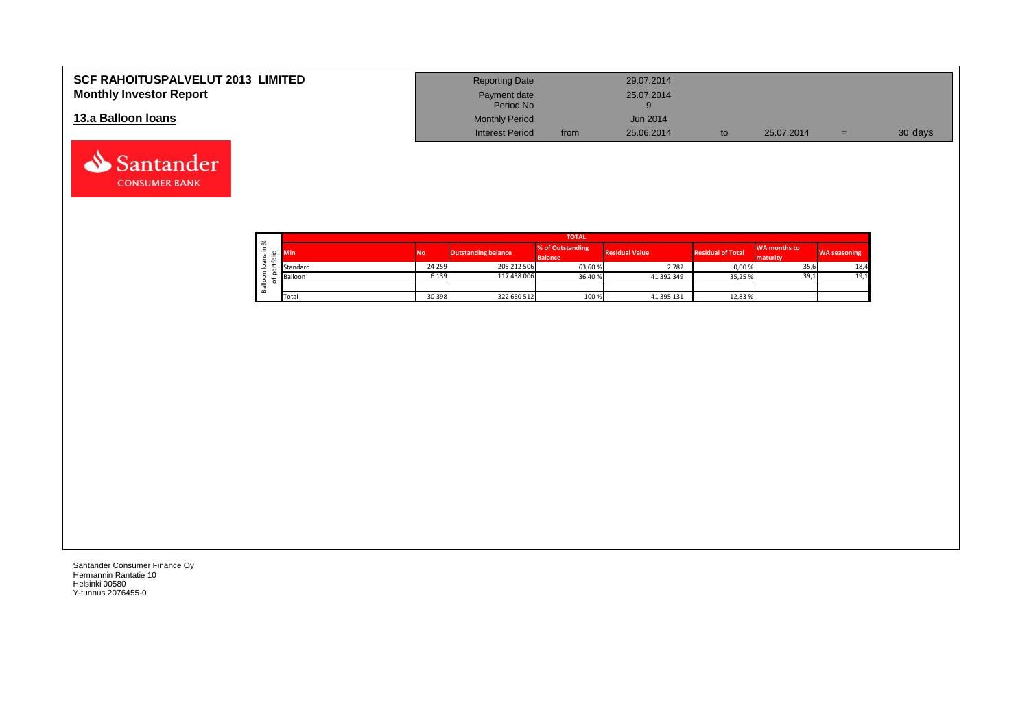# SCF RAHOITUSPALVELUT 2013 LIMITED
## Monthly Investor Report

## 13.a Balloon loans

| | | | | | |
|---|---|---|---|---|---|
| Reporting Date | | 29.07.2014 | | | |
| Payment date | | 25.07.2014 | | | |
| Period No | | 9 | | | |
| Monthly Period | | Jun 2014 | | | |
| Interest Period | from | 25.06.2014 | to | 25.07.2014 | = 30 days |

Santander CONSUMER BANK

Balloon loans in % of portfolio

| TOTAL | | | | | | | |
|---|---|---|---|---|---|---|---|
| Min | No | Outstanding balance | % of Outstanding Balance | Residual Value | Residual of Total | WA months to maturity | WA seasoning |
| Standard | 24 259 | 205 212 506 | 63,60 % | 2 782 | 0,00 % | 35,6 | 18,4 |
| Balloon | 6 139 | 117 438 006 | 36,40 % | 41 392 349 | 35,25 % | 39,1 | 19,1 |
| | | | | | | | |
| Total | 30 398 | 322 650 512 | 100 % | 41 395 131 | 12,83 % | | |

Santander Consumer Finance Oy
Hermannin Rantatie 10
Helsinki 00580
Y-tunnus 2076455-0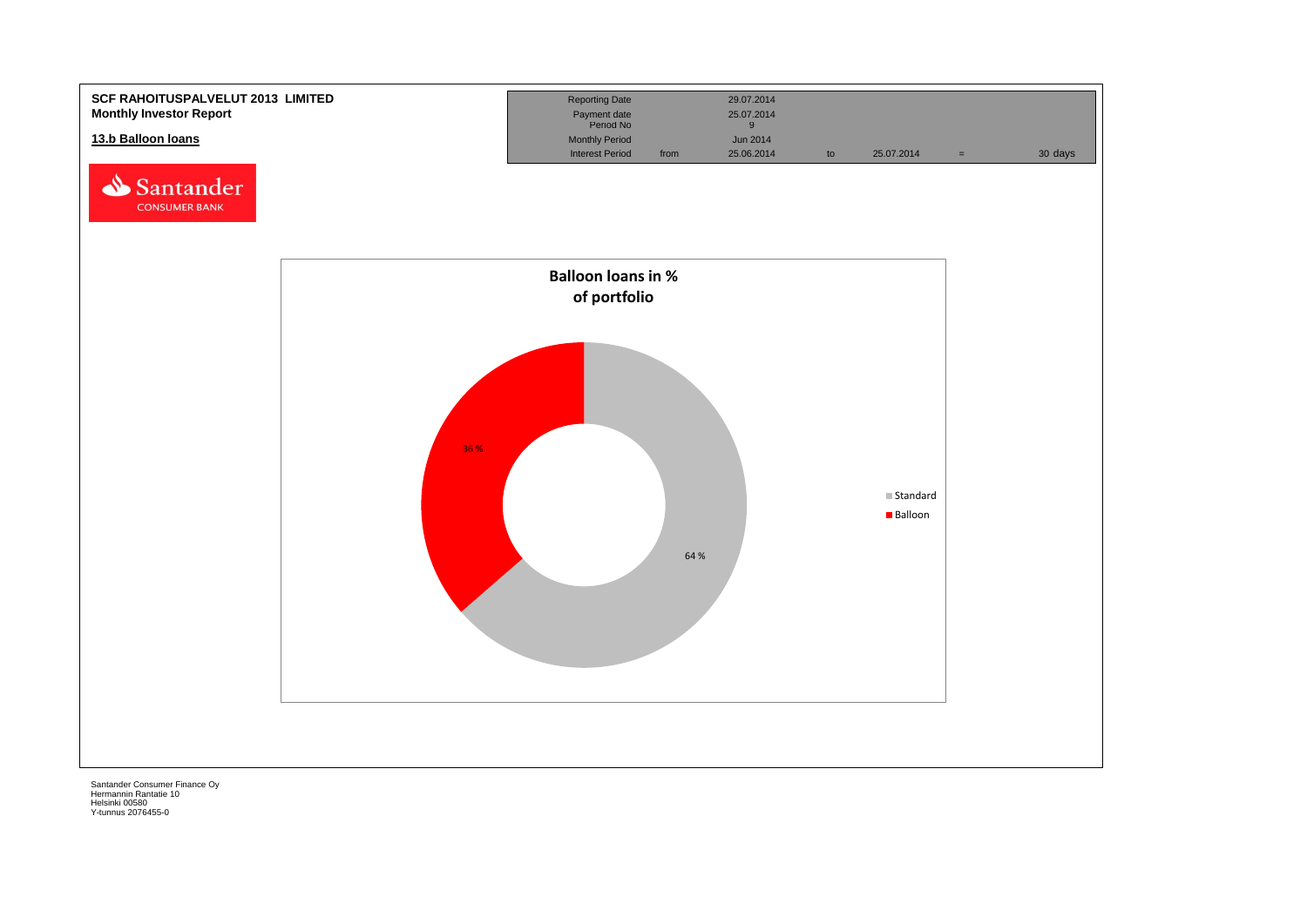**SCF RAHOITUSPALVELUT 2013 LIMITED**
**Monthly Investor Report**

**13.b Balloon loans**

| | | | | | | |
|---|---|---|---|---|---|---|
| Reporting Date | | 29.07.2014 | | | | |
| Payment date | | 25.07.2014 | | | | |
| Period No | | 9 | | | | |
| Monthly Period | | Jun 2014 | | | | |
| Interest Period | from | 25.06.2014 | to | 25.07.2014 | = | 30 days |

**Balloon loans in % of portfolio**

| | % |
|---|---|
| Standard | 64 % |
| Balloon | 36 % |

Santander Consumer Finance Oy
Hermannin Rantatie 10
Helsinki 00580
Y-tunnus 2076455-0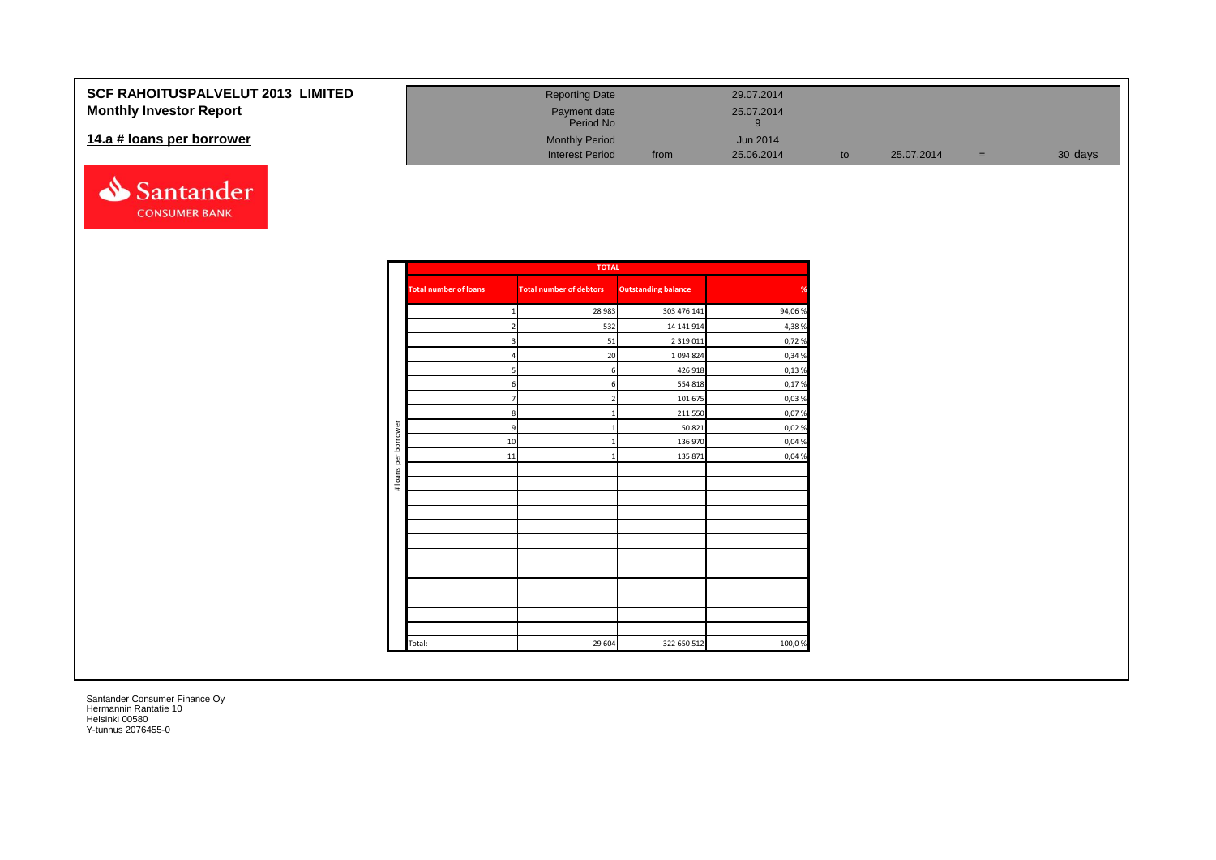# SCF RAHOITUSPALVELUT 2013 LIMITED

## Monthly Investor Report

### 14.a # loans per borrower

| | | | | | | | |
|---|---|---|---|---|---|---|---|
| Reporting Date | | 29.07.2014 | | | | | |
| Payment date | | 25.07.2014 | | | | | |
| Period No | | 9 | | | | | |
| Monthly Period | | Jun 2014 | | | | | |
| Interest Period | from | 25.06.2014 | to | 25.07.2014 | = | 30 days | |

| | TOTAL | | | |
|---|---|---|---|---|
| | Total number of loans | Total number of debtors | Outstanding balance | % |
| # loans per borrower | 1 | 28 983 | 303 476 141 | 94,06 % |
| | 2 | 532 | 14 141 914 | 4,38 % |
| | 3 | 51 | 2 319 011 | 0,72 % |
| | 4 | 20 | 1 094 824 | 0,34 % |
| | 5 | 6 | 426 918 | 0,13 % |
| | 6 | 6 | 554 818 | 0,17 % |
| | 7 | 2 | 101 675 | 0,03 % |
| | 8 | 1 | 211 550 | 0,07 % |
| | 9 | 1 | 50 821 | 0,02 % |
| | 10 | 1 | 136 970 | 0,04 % |
| | 11 | 1 | 135 871 | 0,04 % |
| | Total: | 29 604 | 322 650 512 | 100,0 % |

Santander Consumer Finance Oy
Hermannin Rantatie 10
Helsinki 00580
Y-tunnus 2076455-0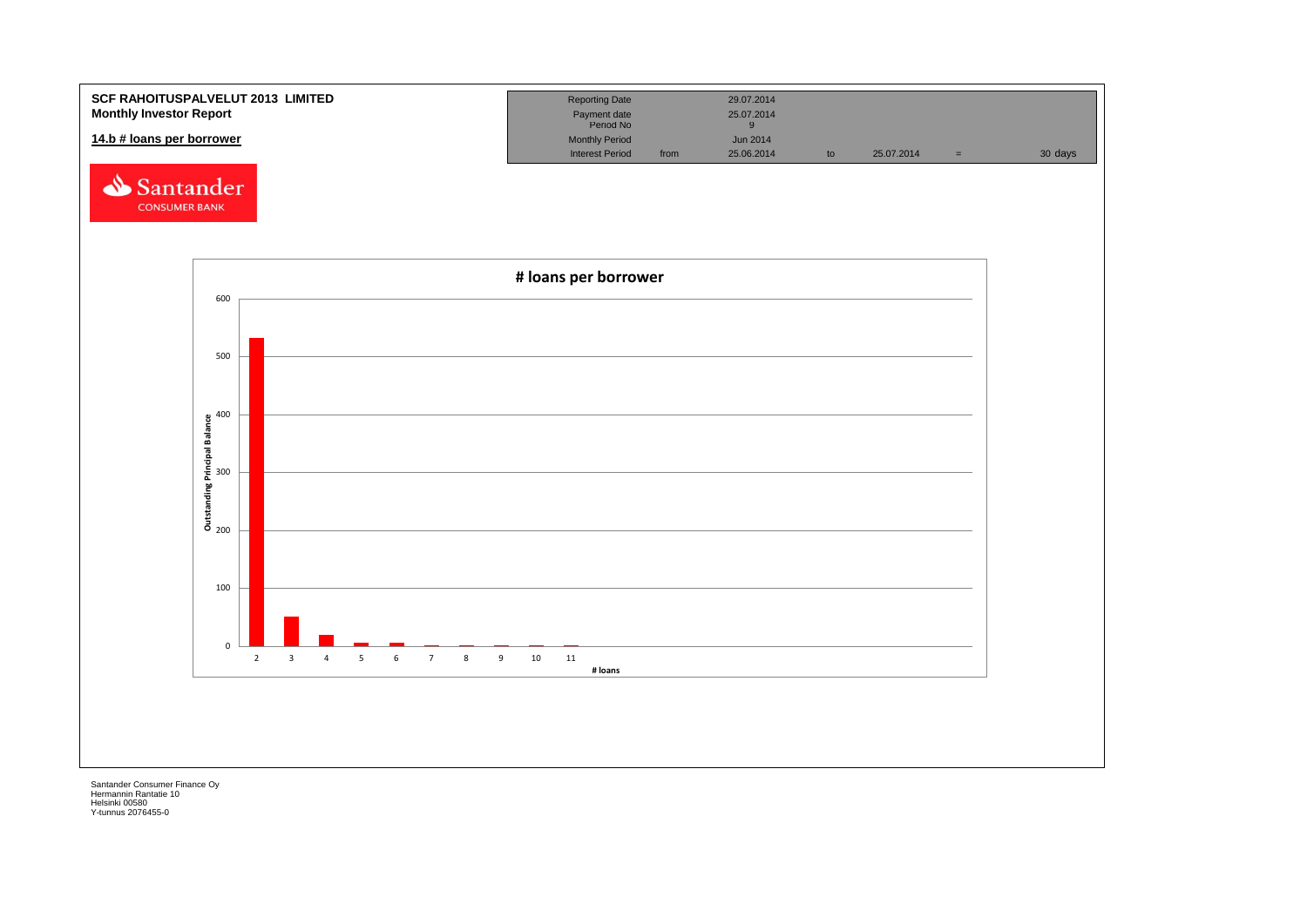**SCF RAHOITUSPALVELUT 2013 LIMITED**
**Monthly Investor Report**

**14.b # loans per borrower**

| | | | | | | |
|---|---|---|---|---|---|---|
| Reporting Date | | 29.07.2014 | | | | |
| Payment date<br>Period No | | 25.07.2014<br>9 | | | | |
| Monthly Period | | Jun 2014 | | | | |
| Interest Period | from | 25.06.2014 | to | 25.07.2014 | = | 30 days |

Santander CONSUMER BANK

# loans per borrower

Outstanding Principal Balance

| # loans | 2 | 3 | 4 | 5 | 6 | 7 | 8 | 9 | 10 | 11 |
|---|---|---|---|---|---|---|---|---|---|---|

Santander Consumer Finance Oy
Hermannin Rantatie 10
Helsinki 00580
Y-tunnus 2076455-0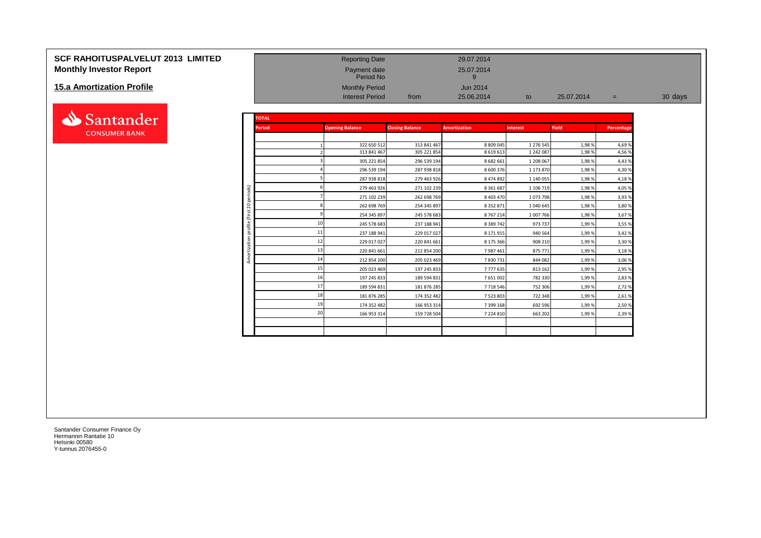# SCF RAHOITUSPALVELUT 2013 LIMITED
## Monthly Investor Report

### 15.a Amortization Profile

| | | | | | | |
|---|---|---|---|---|---|---|
| Reporting Date | | 29.07.2014 | | | | |
| Payment date | | 25.07.2014 | | | | |
| Period No | | 9 | | | | |
| Monthly Period | | Jun 2014 | | | | |
| Interest Period | from | 25.06.2014 | to | 25.07.2014 | = | 30 days |

Santander CONSUMER BANK

**TOTAL**

Amortization profile (first 20 periods)

| Period | Opening Balance | Closing Balance | Amortization | Interest | Yield | Percentage |
|---|---|---|---|---|---|---|
| 1 | 322 650 512 | 313 841 467 | 8 809 045 | 1 276 545 | 1,98 % | 4,69 % |
| 2 | 313 841 467 | 305 221 854 | 8 619 613 | 1 242 087 | 1,98 % | 4,56 % |
| 3 | 305 221 854 | 296 539 194 | 8 682 661 | 1 208 067 | 1,98 % | 4,43 % |
| 4 | 296 539 194 | 287 938 818 | 8 600 376 | 1 173 870 | 1,98 % | 4,30 % |
| 5 | 287 938 818 | 279 463 926 | 8 474 892 | 1 140 055 | 1,98 % | 4,18 % |
| 6 | 279 463 926 | 271 102 239 | 8 361 687 | 1 106 719 | 1,98 % | 4,05 % |
| 7 | 271 102 239 | 262 698 769 | 8 403 470 | 1 073 798 | 1,98 % | 3,93 % |
| 8 | 262 698 769 | 254 345 897 | 8 352 871 | 1 040 645 | 1,98 % | 3,80 % |
| 9 | 254 345 897 | 245 578 683 | 8 767 214 | 1 007 766 | 1,98 % | 3,67 % |
| 10 | 245 578 683 | 237 188 941 | 8 389 742 | 973 737 | 1,99 % | 3,55 % |
| 11 | 237 188 941 | 229 017 027 | 8 171 915 | 940 564 | 1,99 % | 3,42 % |
| 12 | 229 017 027 | 220 841 661 | 8 175 366 | 908 210 | 1,99 % | 3,30 % |
| 13 | 220 841 661 | 212 854 200 | 7 987 461 | 875 771 | 1,99 % | 3,18 % |
| 14 | 212 854 200 | 205 023 469 | 7 830 731 | 844 082 | 1,99 % | 3,06 % |
| 15 | 205 023 469 | 197 245 833 | 7 777 635 | 813 162 | 1,99 % | 2,95 % |
| 16 | 197 245 833 | 189 594 831 | 7 651 002 | 782 330 | 1,99 % | 2,83 % |
| 17 | 189 594 831 | 181 876 285 | 7 718 546 | 752 306 | 1,99 % | 2,72 % |
| 18 | 181 876 285 | 174 352 482 | 7 523 803 | 722 348 | 1,99 % | 2,61 % |
| 19 | 174 352 482 | 166 953 314 | 7 399 168 | 692 596 | 1,99 % | 2,50 % |
| 20 | 166 953 314 | 159 728 504 | 7 224 810 | 663 202 | 1,99 % | 2,39 % |

Santander Consumer Finance Oy
Hermannin Rantatie 10
Helsinki 00580
Y-tunnus 2076455-0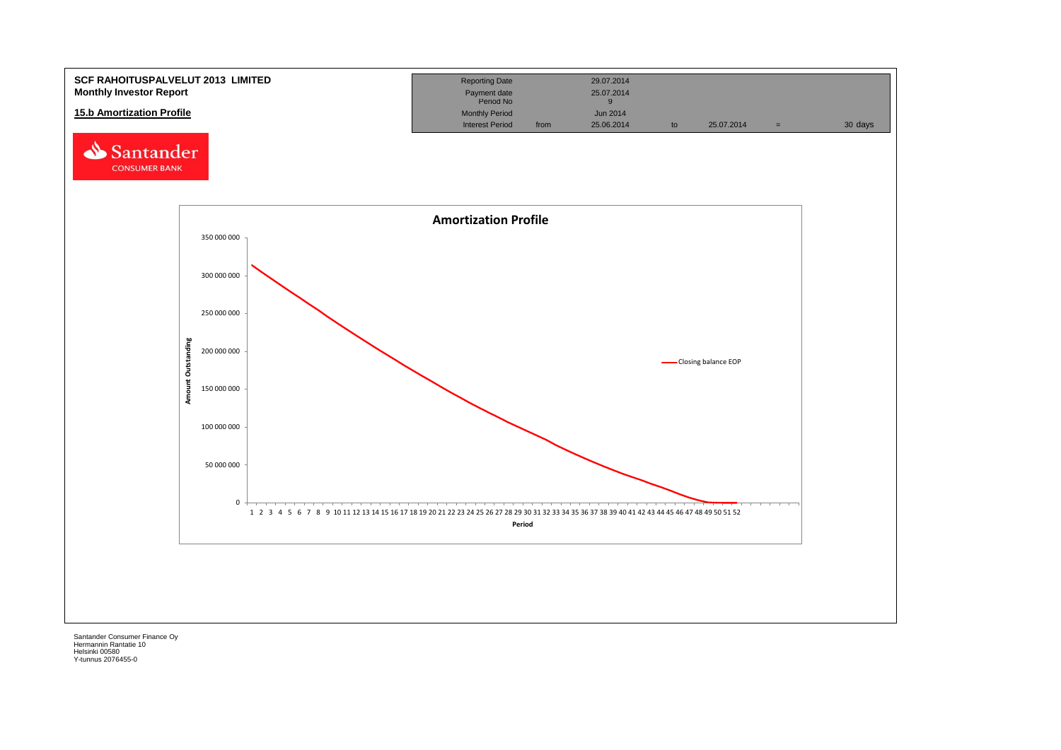**SCF RAHOITUSPALVELUT 2013 LIMITED**
**Monthly Investor Report**

**15.b Amortization Profile**

| Reporting Date | | 29.07.2014 | | | | |
|---|---|---|---|---|---|---|
| Payment date | | 25.07.2014 | | | | |
| Period No | | 9 | | | | |
| Monthly Period | | Jun 2014 | | | | |
| Interest Period | from | 25.06.2014 | to | 25.07.2014 | = | 30 days |

Santander CONSUMER BANK

**Amortization Profile**

Amount Outstanding (0 – 350 000 000) by Period (1 – 52)

— Closing balance EOP

Santander Consumer Finance Oy
Hermannin Rantatie 10
Helsinki 00580
Y-tunnus 2076455-0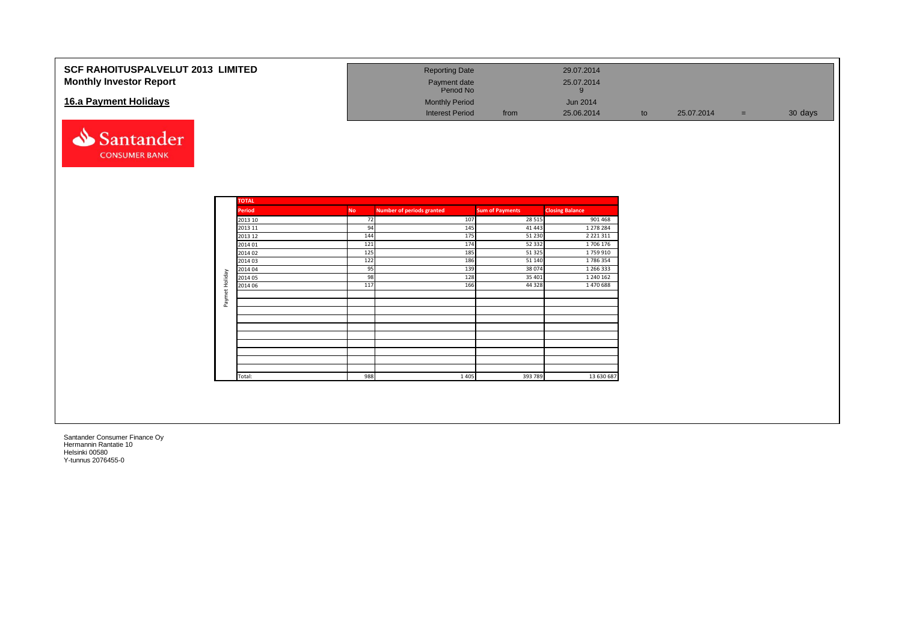**SCF RAHOITUSPALVELUT 2013 LIMITED**
**Monthly Investor Report**

## 16.a Payment Holidays

| | | | | | | |
|---|---|---|---|---|---|---|
| Reporting Date | | 29.07.2014 | | | | |
| Payment date | | 25.07.2014 | | | | |
| Period No | | 9 | | | | |
| Monthly Period | | Jun 2014 | | | | |
| Interest Period | from | 25.06.2014 | to | 25.07.2014 | = | 30 days |

Santander CONSUMER BANK

**TOTAL**

Paymet Holiday

| Period | No | Number of periods granted | Sum of Payments | Closing Balance |
|---|---|---|---|---|
| 2013 10 | 72 | 107 | 28 515 | 901 468 |
| 2013 11 | 94 | 145 | 41 443 | 1 278 284 |
| 2013 12 | 144 | 175 | 51 230 | 2 221 311 |
| 2014 01 | 121 | 174 | 52 332 | 1 706 176 |
| 2014 02 | 125 | 185 | 51 325 | 1 759 910 |
| 2014 03 | 122 | 186 | 51 140 | 1 786 354 |
| 2014 04 | 95 | 139 | 38 074 | 1 266 333 |
| 2014 05 | 98 | 128 | 35 401 | 1 240 162 |
| 2014 06 | 117 | 166 | 44 328 | 1 470 688 |
| | | | | |
| | | | | |
| | | | | |
| | | | | |
| | | | | |
| | | | | |
| | | | | |
| | | | | |
| | | | | |
| | | | | |
| Total: | 988 | 1 405 | 393 789 | 13 630 687 |

Santander Consumer Finance Oy
Hermannin Rantatie 10
Helsinki 00580
Y-tunnus 2076455-0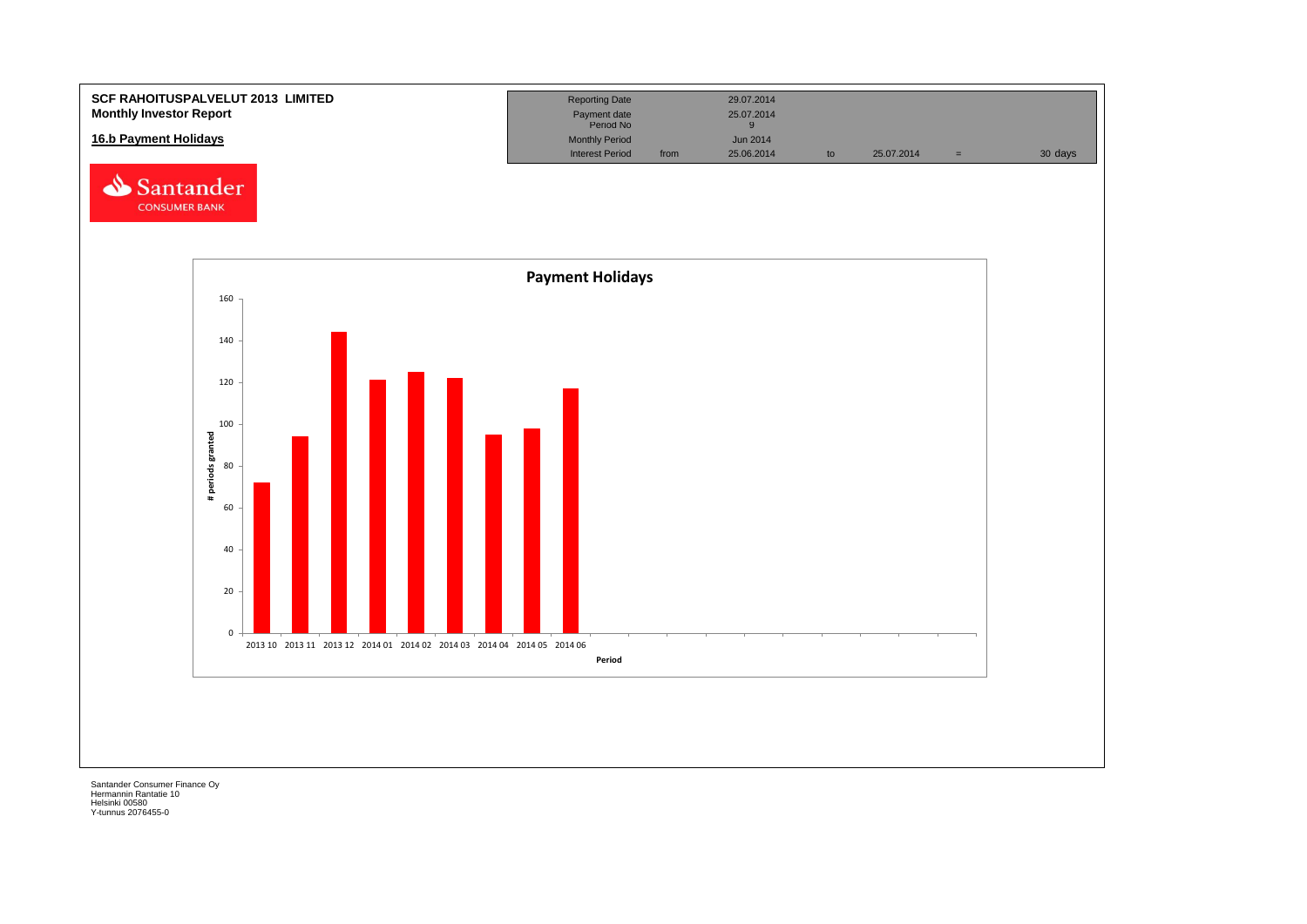**SCF RAHOITUSPALVELUT 2013 LIMITED**
**Monthly Investor Report**

## 16.b Payment Holidays

| Reporting Date | | 29.07.2014 | | | | |
|---|---|---|---|---|---|---|
| Payment date | | 25.07.2014 | | | | |
| Period No | | 9 | | | | |
| Monthly Period | | Jun 2014 | | | | |
| Interest Period | from | 25.06.2014 | to | 25.07.2014 | = | 30 days |

**Payment Holidays**

| Period | # periods granted |
|---|---|
| 2013 10 | 72 |
| 2013 11 | 94 |
| 2013 12 | 144 |
| 2014 01 | 121 |
| 2014 02 | 125 |
| 2014 03 | 122 |
| 2014 04 | 95 |
| 2014 05 | 98 |
| 2014 06 | 117 |

Santander Consumer Finance Oy
Hermannin Rantatie 10
Helsinki 00580
Y-tunnus 2076455-0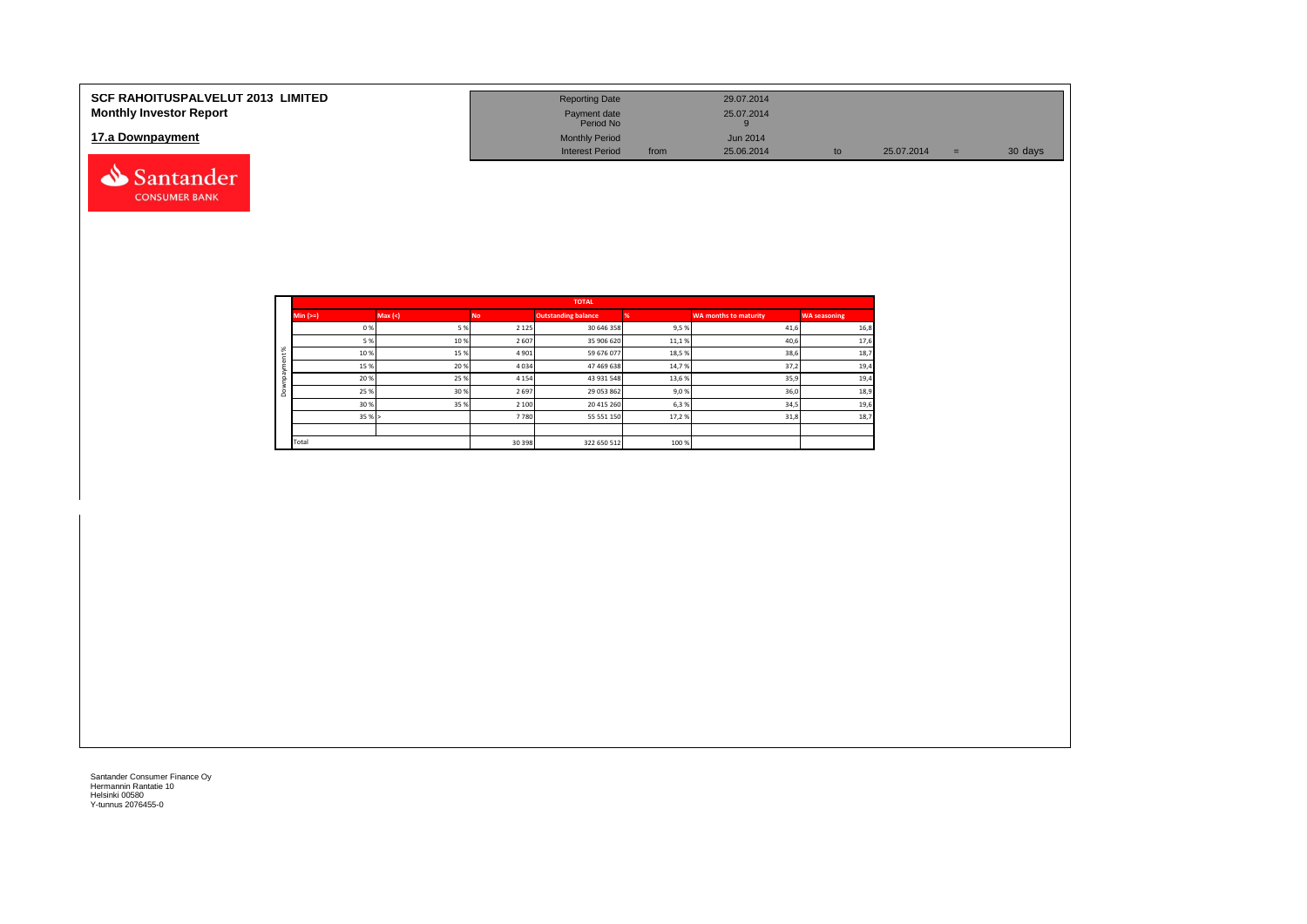**SCF RAHOITUSPALVELUT 2013 LIMITED**
**Monthly Investor Report**

## 17.a Downpayment

| | | | | | | |
|---|---|---|---|---|---|---|
| Reporting Date | | 29.07.2014 | | | | |
| Payment date | | 25.07.2014 | | | | |
| Period No | | 9 | | | | |
| Monthly Period | | Jun 2014 | | | | |
| Interest Period | from | 25.06.2014 | to | 25.07.2014 | = | 30 days |

| | TOTAL | | | | | | |
|---|---|---|---|---|---|---|---|
| | Min (>=) | Max (<) | No | Outstanding balance | % | WA months to maturity | WA seasoning |
| Downpayment % | 0 % | 5 % | 2 125 | 30 646 358 | 9,5 % | 41,6 | 16,8 |
| | 5 % | 10 % | 2 607 | 35 906 620 | 11,1 % | 40,6 | 17,6 |
| | 10 % | 15 % | 4 901 | 59 676 077 | 18,5 % | 38,6 | 18,7 |
| | 15 % | 20 % | 4 034 | 47 469 638 | 14,7 % | 37,2 | 19,4 |
| | 20 % | 25 % | 4 154 | 43 931 548 | 13,6 % | 35,9 | 19,4 |
| | 25 % | 30 % | 2 697 | 29 053 862 | 9,0 % | 36,0 | 18,9 |
| | 30 % | 35 % | 2 100 | 20 415 260 | 6,3 % | 34,5 | 19,6 |
| | 35 % | > | 7 780 | 55 551 150 | 17,2 % | 31,8 | 18,7 |
| | | | | | | | |
| | Total | | 30 398 | 322 650 512 | 100 % | | |

Santander Consumer Finance Oy
Hermannin Rantatie 10
Helsinki 00580
Y-tunnus 2076455-0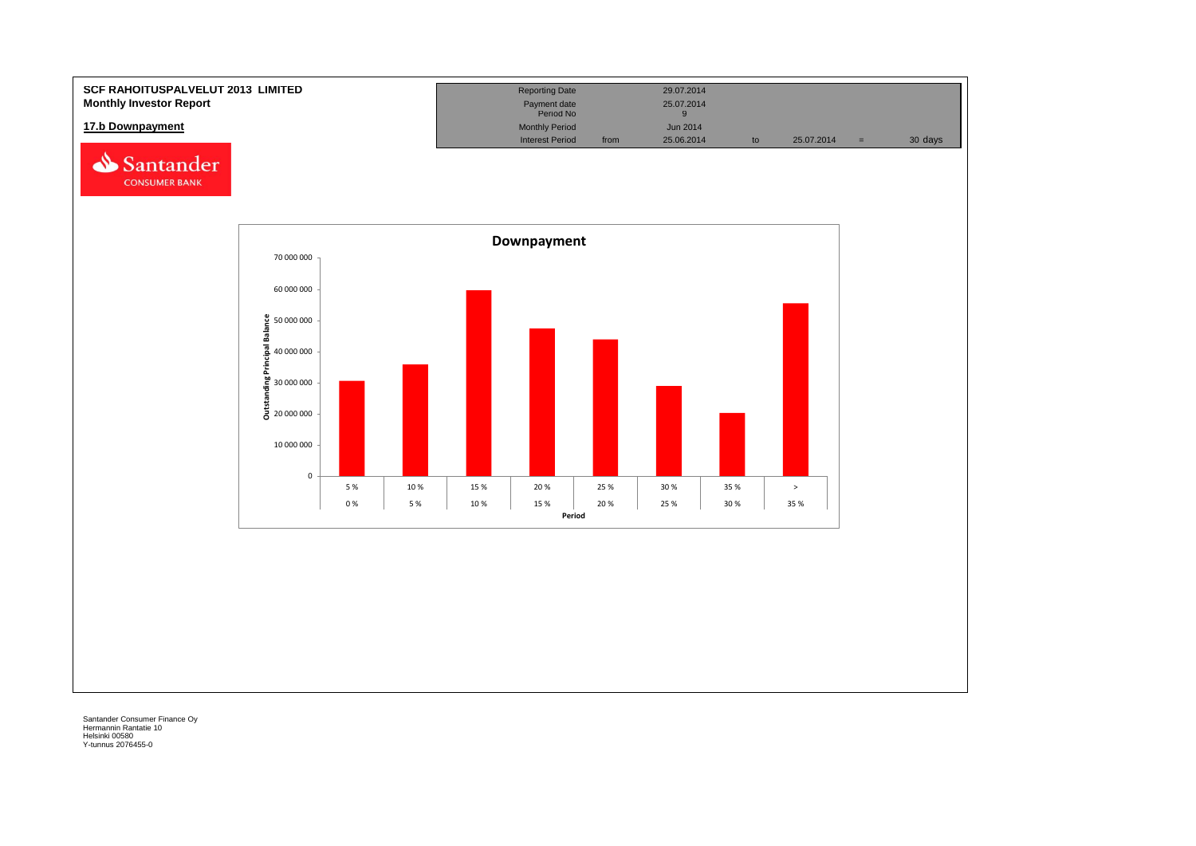**SCF RAHOITUSPALVELUT 2013 LIMITED**
**Monthly Investor Report**

**17.b Downpayment**

Santander CONSUMER BANK

| Reporting Date | | 29.07.2014 | | | | |
|---|---|---|---|---|---|---|
| Payment date | | 25.07.2014 | | | | |
| Period No | | 9 | | | | |
| Monthly Period | | Jun 2014 | | | | |
| Interest Period | from | 25.06.2014 | to | 25.07.2014 | = | 30 days |

**Downpayment**

Outstanding Principal Balance

| Period | |
|---|---|
| 0 % – 5 % | |
| 5 % – 10 % | |
| 10 % – 15 % | |
| 15 % – 20 % | |
| 20 % – 25 % | |
| 25 % – 30 % | |
| 30 % – 35 % | |
| > 35 % | |

Santander Consumer Finance Oy
Hermannin Rantatie 10
Helsinki 00580
Y-tunnus 2076455-0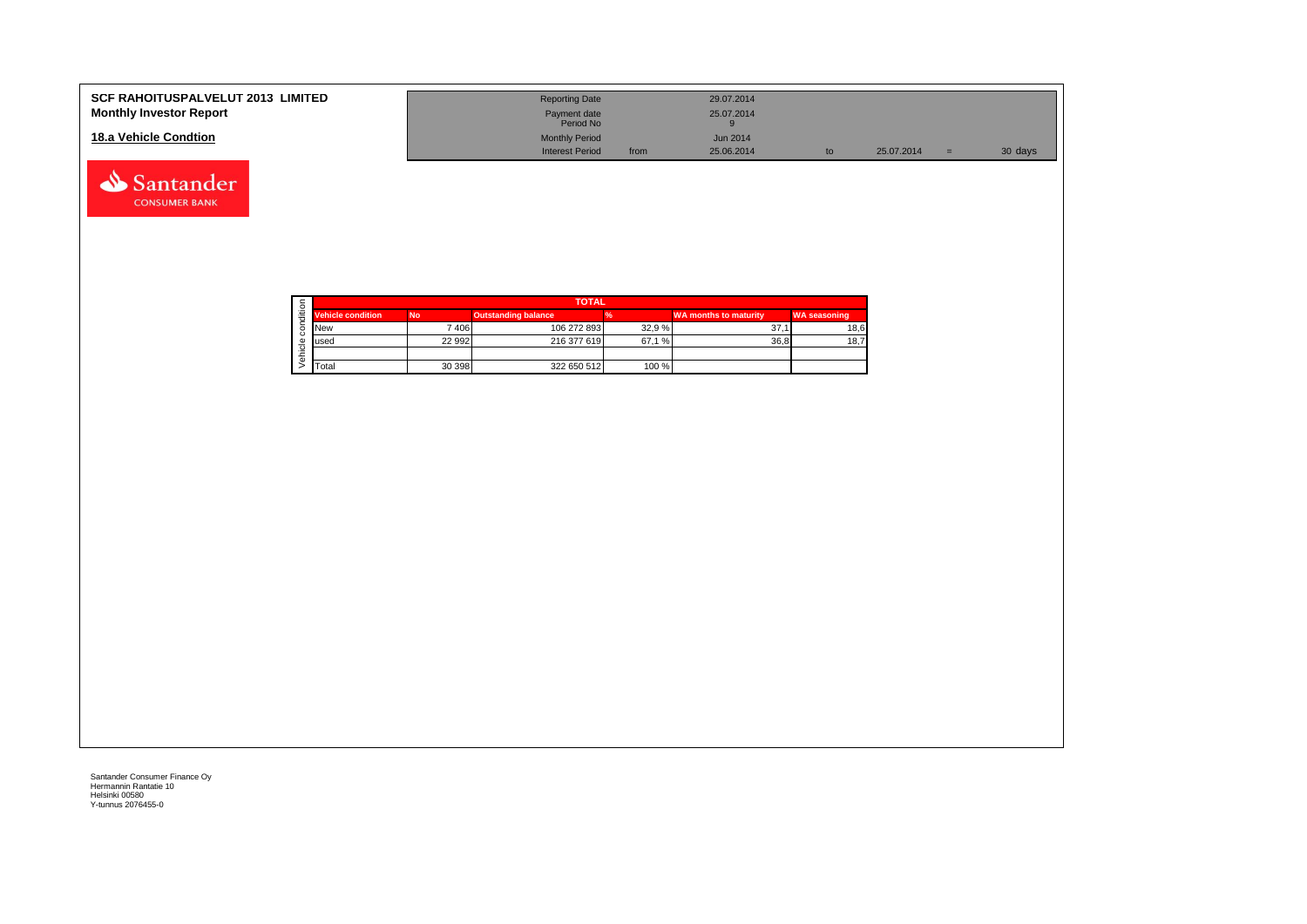**SCF RAHOITUSPALVELUT 2013 LIMITED**
**Monthly Investor Report**

**18.a Vehicle Condtion**

| | | | | | |
|---|---|---|---|---|---|
| Reporting Date | | 29.07.2014 | | | |
| Payment date | | 25.07.2014 | | | |
| Period No | | 9 | | | |
| Monthly Period | | Jun 2014 | | | |
| Interest Period | from | 25.06.2014 | to | 25.07.2014 | = 30 days |

| TOTAL | | | | | |
|---|---|---|---|---|---|
| **Vehicle condition** | **No** | **Outstanding balance** | **%** | **WA months to maturity** | **WA seasoning** |
| New | 7 406 | 106 272 893 | 32,9 % | 37,1 | 18,6 |
| used | 22 992 | 216 377 619 | 67,1 % | 36,8 | 18,7 |
| | | | | | |
| Total | 30 398 | 322 650 512 | 100 % | | |

Santander Consumer Finance Oy
Hermannin Rantatie 10
Helsinki 00580
Y-tunnus 2076455-0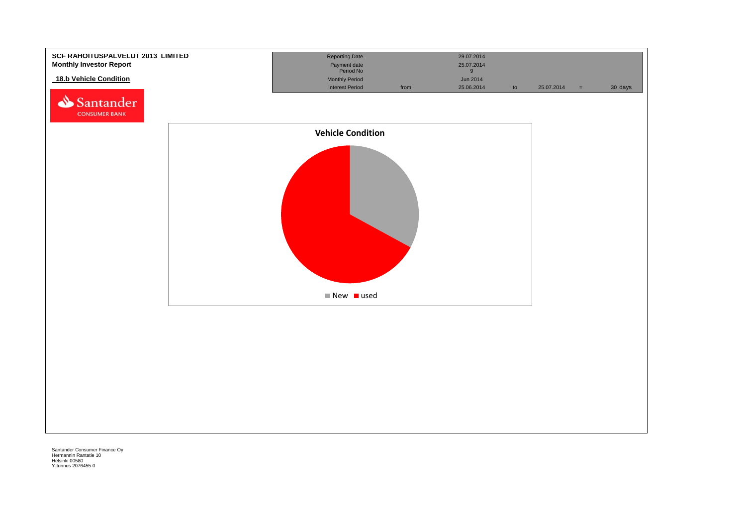**SCF RAHOITUSPALVELUT 2013 LIMITED**
**Monthly Investor Report**

**18.b Vehicle Condition**

| Reporting Date | | 29.07.2014 | | | | |
|---|---|---|---|---|---|---|
| Payment date | | 25.07.2014 | | | | |
| Period No | | 9 | | | | |
| Monthly Period | | Jun 2014 | | | | |
| Interest Period | from | 25.06.2014 | to | 25.07.2014 | = | 30 days |

Vehicle Condition

New  used

Santander Consumer Finance Oy
Hermannin Rantatie 10
Helsinki 00580
Y-tunnus 2076455-0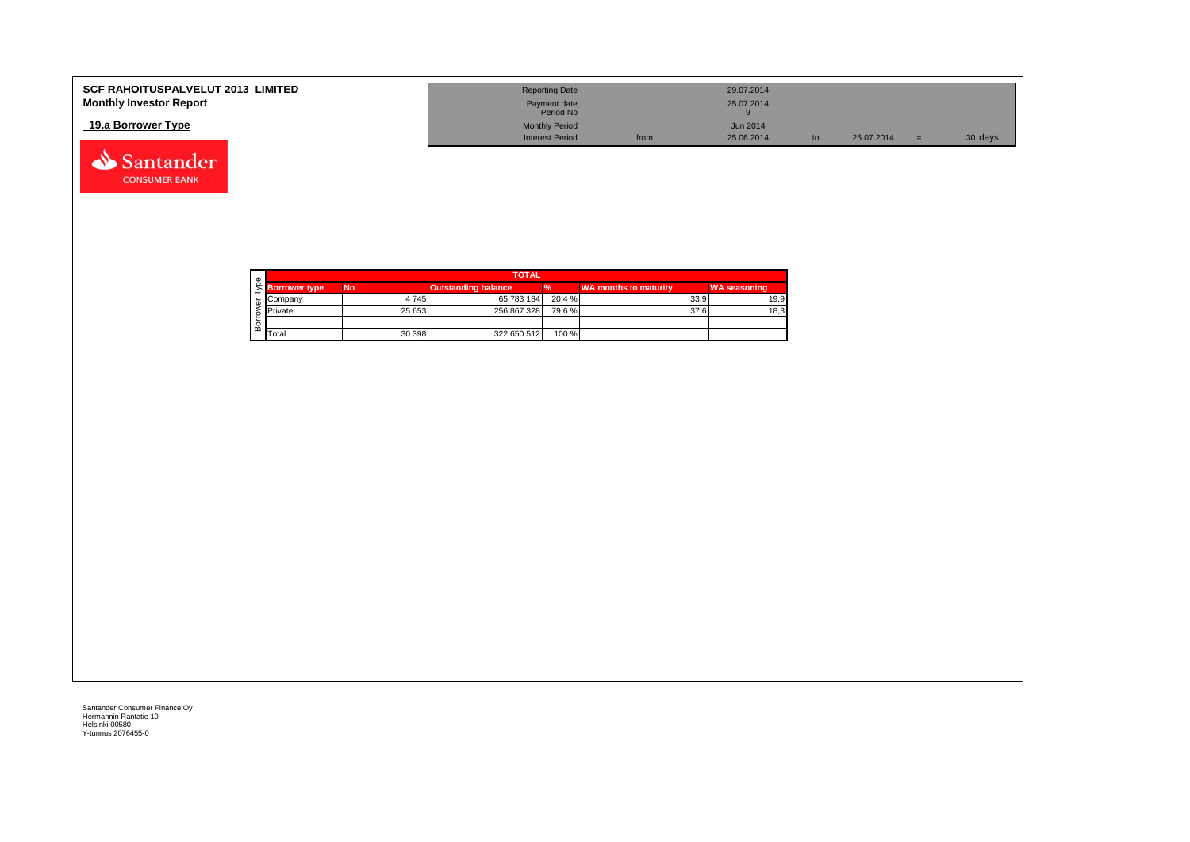**SCF RAHOITUSPALVELUT 2013 LIMITED**
**Monthly Investor Report**

**19.a Borrower Type**

| Reporting Date | | 29.07.2014 | | | | |
|---|---|---|---|---|---|---|
| Payment date Period No | | 25.07.2014 9 | | | | |
| Monthly Period | | Jun 2014 | | | | |
| Interest Period | from | 25.06.2014 | to | 25.07.2014 | = | 30 days |

| Borrower Type | TOTAL | | | | | |
|---|---|---|---|---|---|---|
| | **Borrower type** | **No** | **Outstanding balance** | **%** | **WA months to maturity** | **WA seasoning** |
| | Company | 4 745 | 65 783 184 | 20,4 % | 33,9 | 19,9 |
| | Private | 25 653 | 256 867 328 | 79,6 % | 37,6 | 18,3 |
| | | | | | | |
| | Total | 30 398 | 322 650 512 | 100 % | | |

Santander Consumer Finance Oy
Hermannin Rantatie 10
Helsinki 00580
Y-tunnus 2076455-0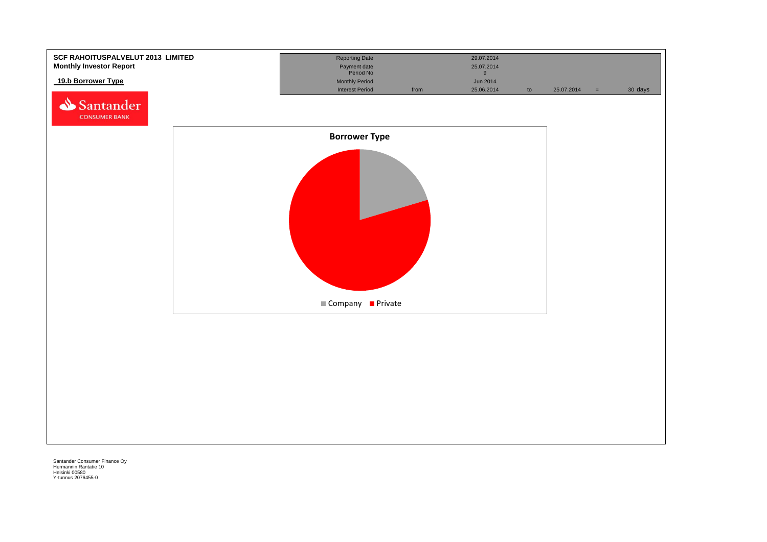**SCF RAHOITUSPALVELUT 2013 LIMITED**
**Monthly Investor Report**

**19.b Borrower Type**

Santander CONSUMER BANK

| | | | | | | |
|---|---|---|---|---|---|---|
| Reporting Date | | 29.07.2014 | | | | |
| Payment date | | 25.07.2014 | | | | |
| Period No | | 9 | | | | |
| Monthly Period | | Jun 2014 | | | | |
| Interest Period | from | 25.06.2014 | to | 25.07.2014 | = | 30 days |

**Borrower Type**

Company ■ Private ■

Santander Consumer Finance Oy
Hermannin Rantatie 10
Helsinki 00580
Y-tunnus 2076455-0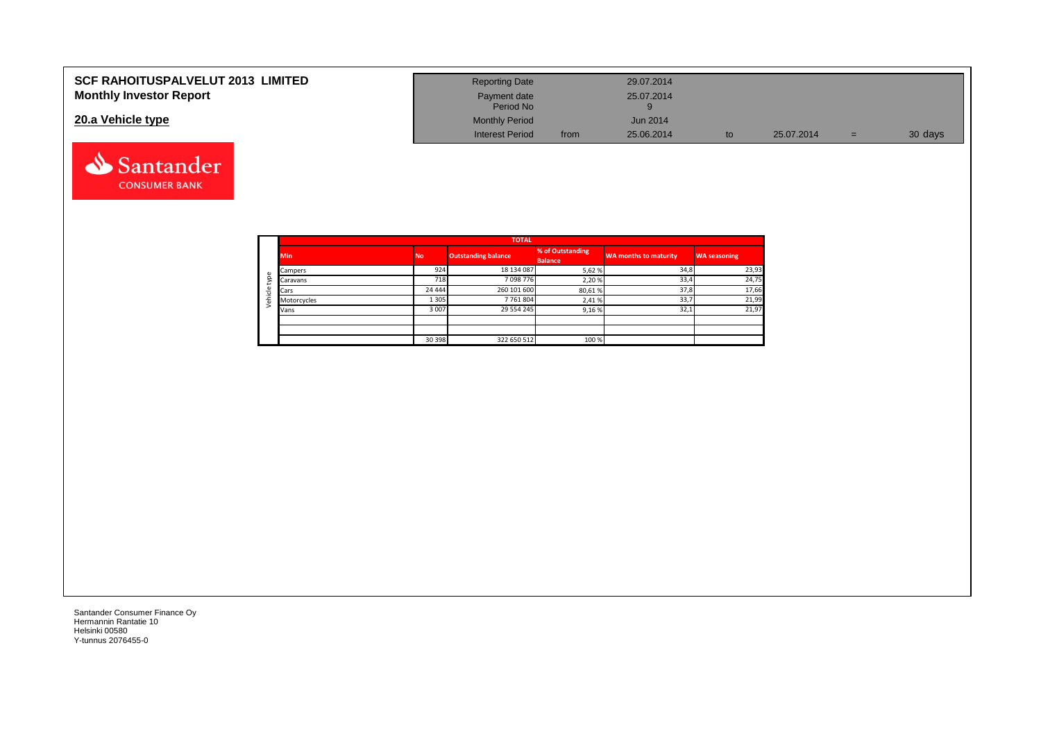# SCF RAHOITUSPALVELUT 2013 LIMITED
## Monthly Investor Report

## 20.a Vehicle type

| | | | | | | |
|---|---|---|---|---|---|---|
| Reporting Date | | 29.07.2014 | | | | |
| Payment date | | 25.07.2014 | | | | |
| Period No | | 9 | | | | |
| Monthly Period | | Jun 2014 | | | | |
| Interest Period | from | 25.06.2014 | to | 25.07.2014 | = | 30 days |

| | TOTAL | | | | | |
|---|---|---|---|---|---|---|
| | Min | No | Outstanding balance | % of Outstanding Balance | WA months to maturity | WA seasoning |
| Vehicle type | Campers | 924 | 18 134 087 | 5,62 % | 34,8 | 23,93 |
| | Caravans | 718 | 7 098 776 | 2,20 % | 33,4 | 24,75 |
| | Cars | 24 444 | 260 101 600 | 80,61 % | 37,8 | 17,66 |
| | Motorcycles | 1 305 | 7 761 804 | 2,41 % | 33,7 | 21,99 |
| | Vans | 3 007 | 29 554 245 | 9,16 % | 32,1 | 21,97 |
| | | | | | | |
| | | | | | | |
| | | 30 398 | 322 650 512 | 100 % | | |

Santander Consumer Finance Oy
Hermannin Rantatie 10
Helsinki 00580
Y-tunnus 2076455-0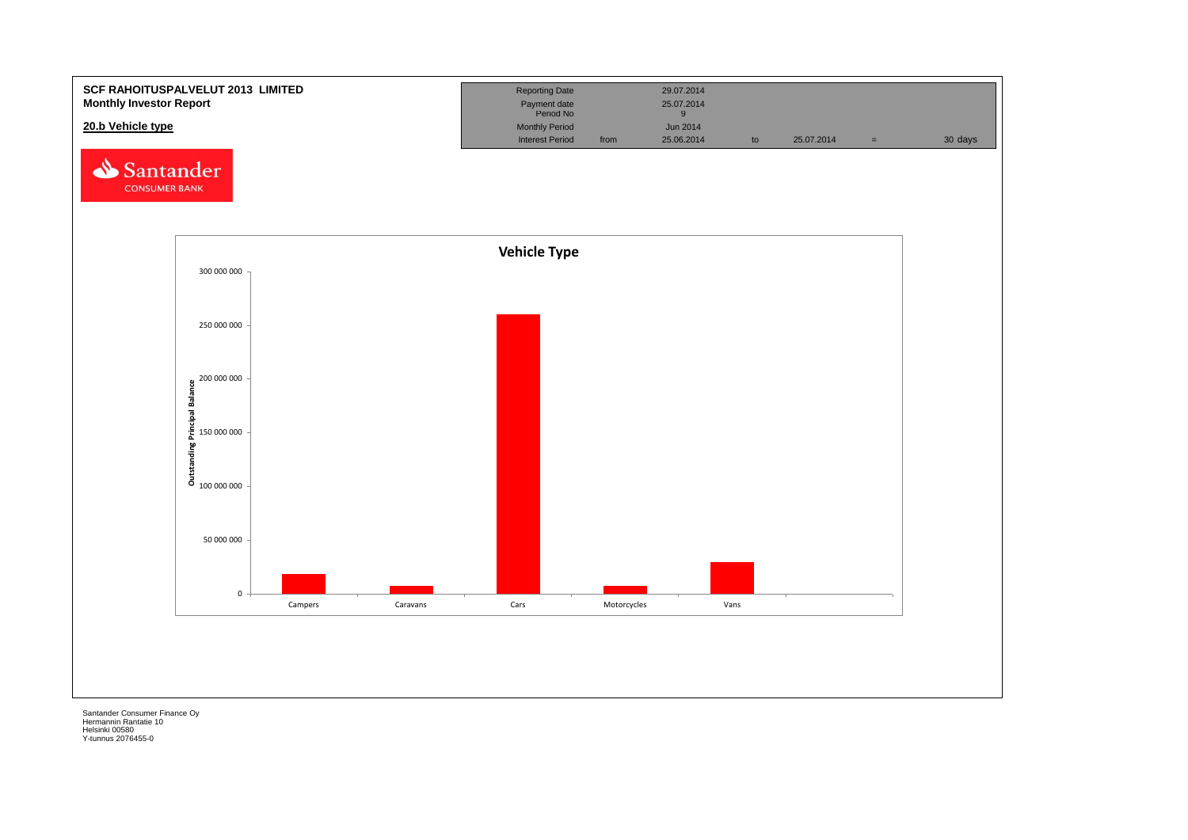**SCF RAHOITUSPALVELUT 2013 LIMITED**
**Monthly Investor Report**

**20.b Vehicle type**

| Reporting Date | | 29.07.2014 | | | | |
|---|---|---|---|---|---|---|
| Payment date | | 25.07.2014 | | | | |
| Period No | | 9 | | | | |
| Monthly Period | | Jun 2014 | | | | |
| Interest Period | from | 25.06.2014 | to | 25.07.2014 | = | 30 days |

Santander CONSUMER BANK

**Vehicle Type**

Outstanding Principal Balance

300 000 000
250 000 000
200 000 000
150 000 000
100 000 000
50 000 000
0

Campers | Caravans | Cars | Motorcycles | Vans

Santander Consumer Finance Oy
Hermannin Rantatie 10
Helsinki 00580
Y-tunnus 2076455-0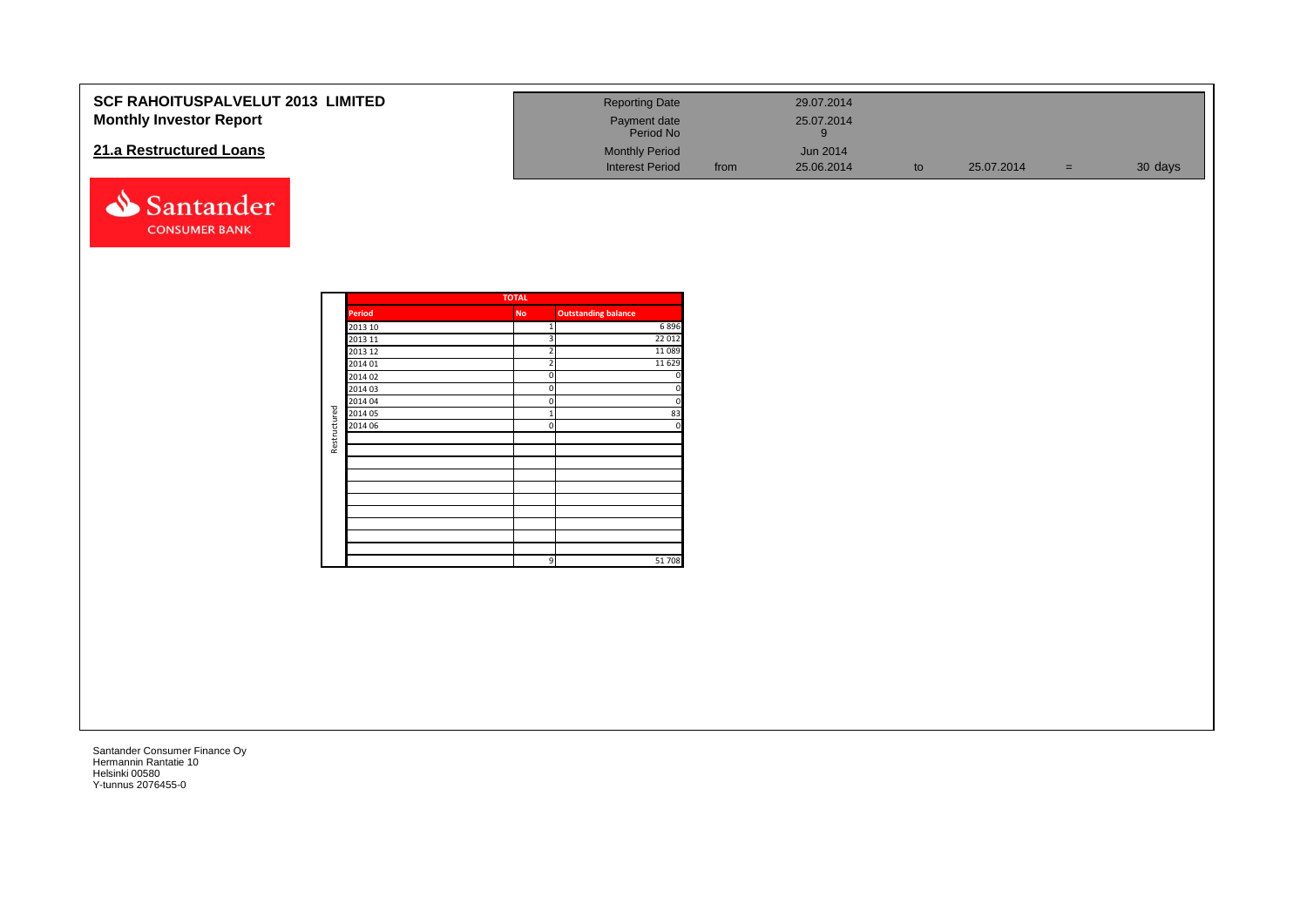**SCF RAHOITUSPALVELUT 2013 LIMITED**
**Monthly Investor Report**

## 21.a Restructured Loans

| Reporting Date | | 29.07.2014 | | | | |
|---|---|---|---|---|---|---|
| Payment date | | 25.07.2014 | | | | |
| Period No | | 9 | | | | |
| Monthly Period | | Jun 2014 | | | | |
| Interest Period | from | 25.06.2014 | to | 25.07.2014 | = | 30 days |

Santander CONSUMER BANK

| | TOTAL | |
|---|---|---|
| **Period** | **No** | **Outstanding balance** |
| 2013 10 | 1 | 6 896 |
| 2013 11 | 3 | 22 012 |
| 2013 12 | 2 | 11 089 |
| 2014 01 | 2 | 11 629 |
| 2014 02 | 0 | 0 |
| 2014 03 | 0 | 0 |
| 2014 04 | 0 | 0 |
| 2014 05 | 1 | 83 |
| 2014 06 | 0 | 0 |
| | 9 | 51 708 |

Restructured

Santander Consumer Finance Oy
Hermannin Rantatie 10
Helsinki 00580
Y-tunnus 2076455-0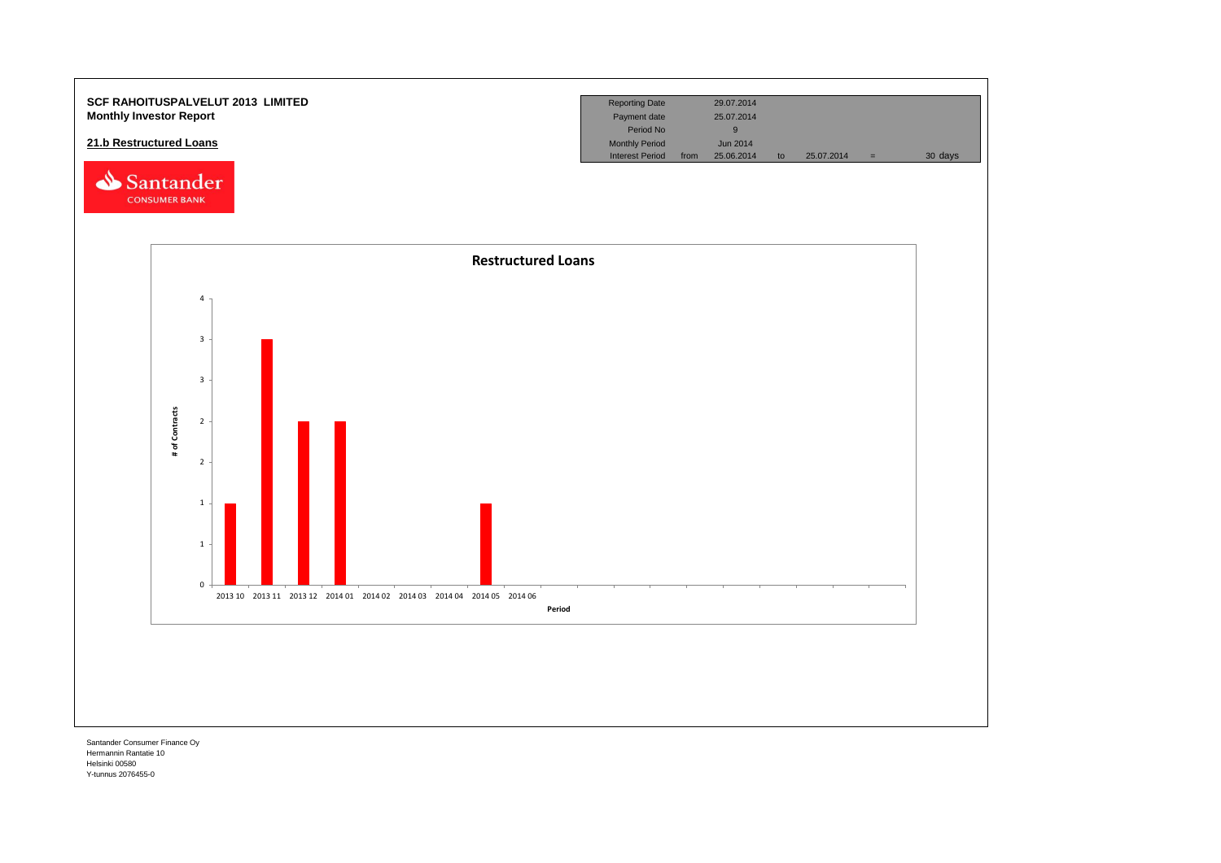**SCF RAHOITUSPALVELUT 2013 LIMITED**
**Monthly Investor Report**

**21.b Restructured Loans**

| Reporting Date | | 29.07.2014 | | | | |
|---|---|---|---|---|---|---|
| Payment date | | 25.07.2014 | | | | |
| Period No | | 9 | | | | |
| Monthly Period | | Jun 2014 | | | | |
| Interest Period | from | 25.06.2014 | to | 25.07.2014 | = | 30 days |

**Restructured Loans**

| Period | # of Contracts |
|---|---|
| 2013 10 | 1 |
| 2013 11 | 3 |
| 2013 12 | 2 |
| 2014 01 | 2 |
| 2014 02 | |
| 2014 03 | |
| 2014 04 | |
| 2014 05 | 1 |
| 2014 06 | |

Santander Consumer Finance Oy
Hermannin Rantatie 10
Helsinki 00580
Y-tunnus 2076455-0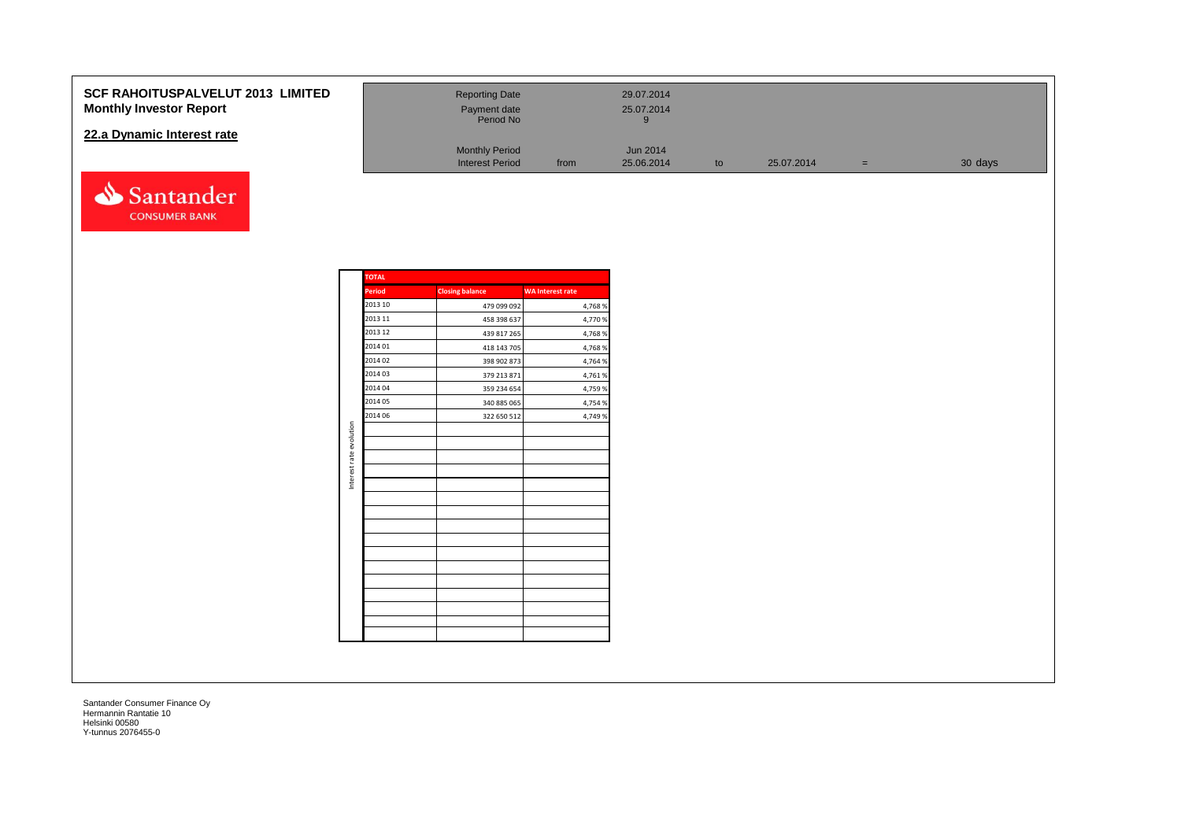**SCF RAHOITUSPALVELUT 2013 LIMITED**
**Monthly Investor Report**

## 22.a Dynamic Interest rate

| | | | | | | |
|---|---|---|---|---|---|---|
| Reporting Date | | 29.07.2014 | | | | |
| Payment date | | 25.07.2014 | | | | |
| Period No | | 9 | | | | |
| Monthly Period | | Jun 2014 | | | | |
| Interest Period | from | 25.06.2014 | to | 25.07.2014 | = | 30 days |

Interest rate evolution

| TOTAL | | |
|---|---|---|
| **Period** | **Closing balance** | **WA Interest rate** |
| 2013 10 | 479 099 092 | 4,768 % |
| 2013 11 | 458 398 637 | 4,770 % |
| 2013 12 | 439 817 265 | 4,768 % |
| 2014 01 | 418 143 705 | 4,768 % |
| 2014 02 | 398 902 873 | 4,764 % |
| 2014 03 | 379 213 871 | 4,761 % |
| 2014 04 | 359 234 654 | 4,759 % |
| 2014 05 | 340 885 065 | 4,754 % |
| 2014 06 | 322 650 512 | 4,749 % |

Santander Consumer Finance Oy
Hermannin Rantatie 10
Helsinki 00580
Y-tunnus 2076455-0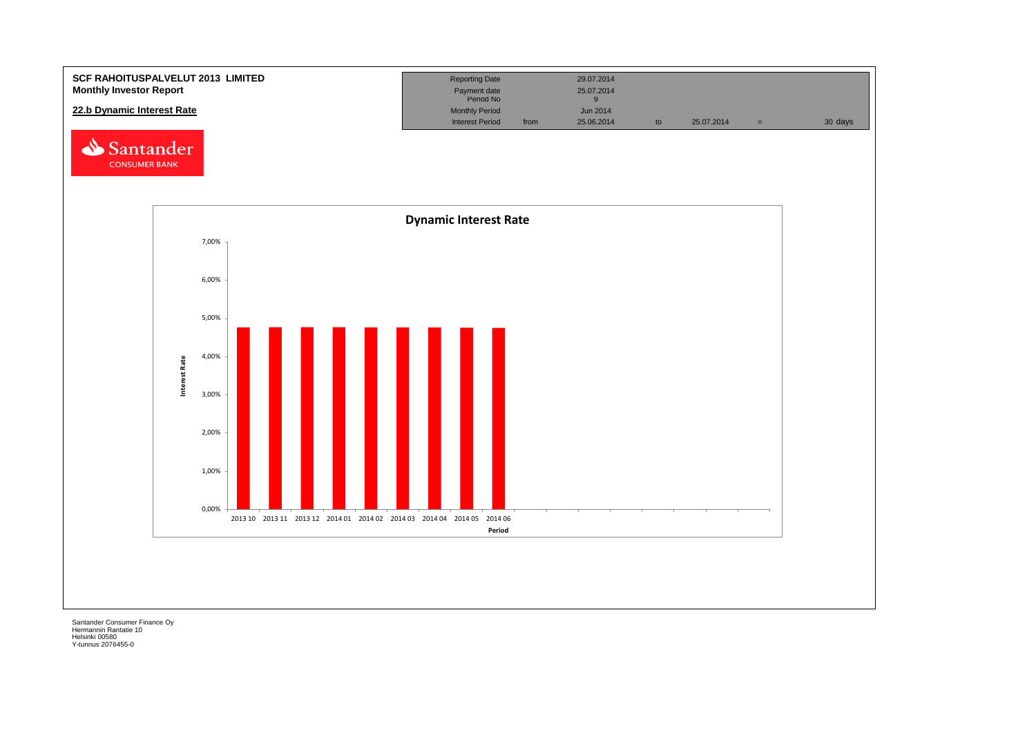**SCF RAHOITUSPALVELUT 2013 LIMITED**
**Monthly Investor Report**

**22.b Dynamic Interest Rate**

| | | | | | | |
|---|---|---|---|---|---|---|
| Reporting Date | | 29.07.2014 | | | | |
| Payment date | | 25.07.2014 | | | | |
| Period No | | 9 | | | | |
| Monthly Period | | Jun 2014 | | | | |
| Interest Period | from | 25.06.2014 | to | 25.07.2014 | = | 30 days |

Santander CONSUMER BANK

**Dynamic Interest Rate**

Interest Rate: 7,00% 6,00% 5,00% 4,00% 3,00% 2,00% 1,00% 0,00%

Period: 2013 10, 2013 11, 2013 12, 2014 01, 2014 02, 2014 03, 2014 04, 2014 05, 2014 06

Santander Consumer Finance Oy
Hermannin Rantatie 10
Helsinki 00580
Y-tunnus 2076455-0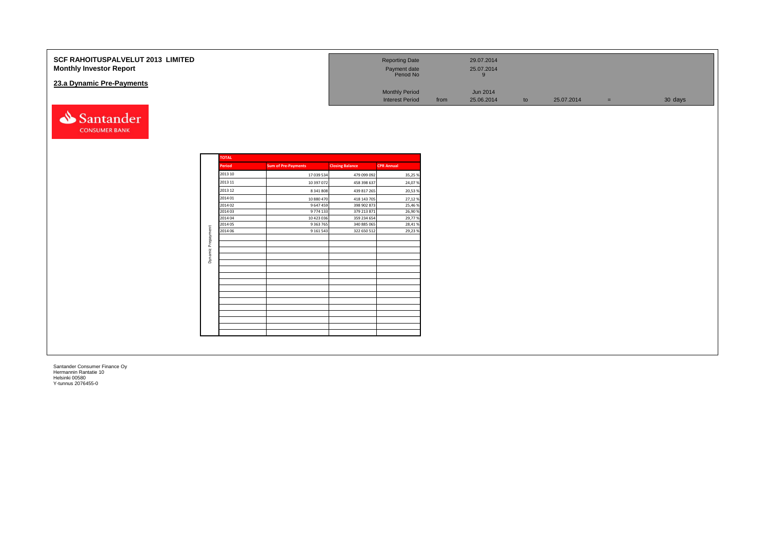# SCF RAHOITUSPALVELUT 2013 LIMITED
## Monthly Investor Report

### 23.a Dynamic Pre-Payments

| | | | | | | | |
|---|---|---|---|---|---|---|---|
| Reporting Date | | 29.07.2014 | | | | | |
| Payment date | | 25.07.2014 | | | | | |
| Period No | | 9 | | | | | |
| Monthly Period | | Jun 2014 | | | | | |
| Interest Period | from | 25.06.2014 | to | 25.07.2014 | = | 30 days | |

Santander CONSUMER BANK

**Dynamic Prepayment**

| TOTAL | | | |
|---|---|---|---|
| Period | Sum of Pre-Payments | Closing Balance | CPR Annual |
| 2013 10 | 17 039 534 | 479 099 092 | 35,25 % |
| 2013 11 | 10 397 072 | 458 398 637 | 24,07 % |
| 2013 12 | 8 341 808 | 439 817 265 | 20,53 % |
| 2014 01 | 10 880 470 | 418 143 705 | 27,12 % |
| 2014 02 | 9 647 459 | 398 902 873 | 25,46 % |
| 2014 03 | 9 774 133 | 379 213 871 | 26,90 % |
| 2014 04 | 10 423 036 | 359 234 654 | 29,77 % |
| 2014 05 | 9 363 765 | 340 885 065 | 28,41 % |
| 2014 06 | 9 161 543 | 322 650 512 | 29,23 % |

Santander Consumer Finance Oy
Hermannin Rantatie 10
Helsinki 00580
Y-tunnus 2076455-0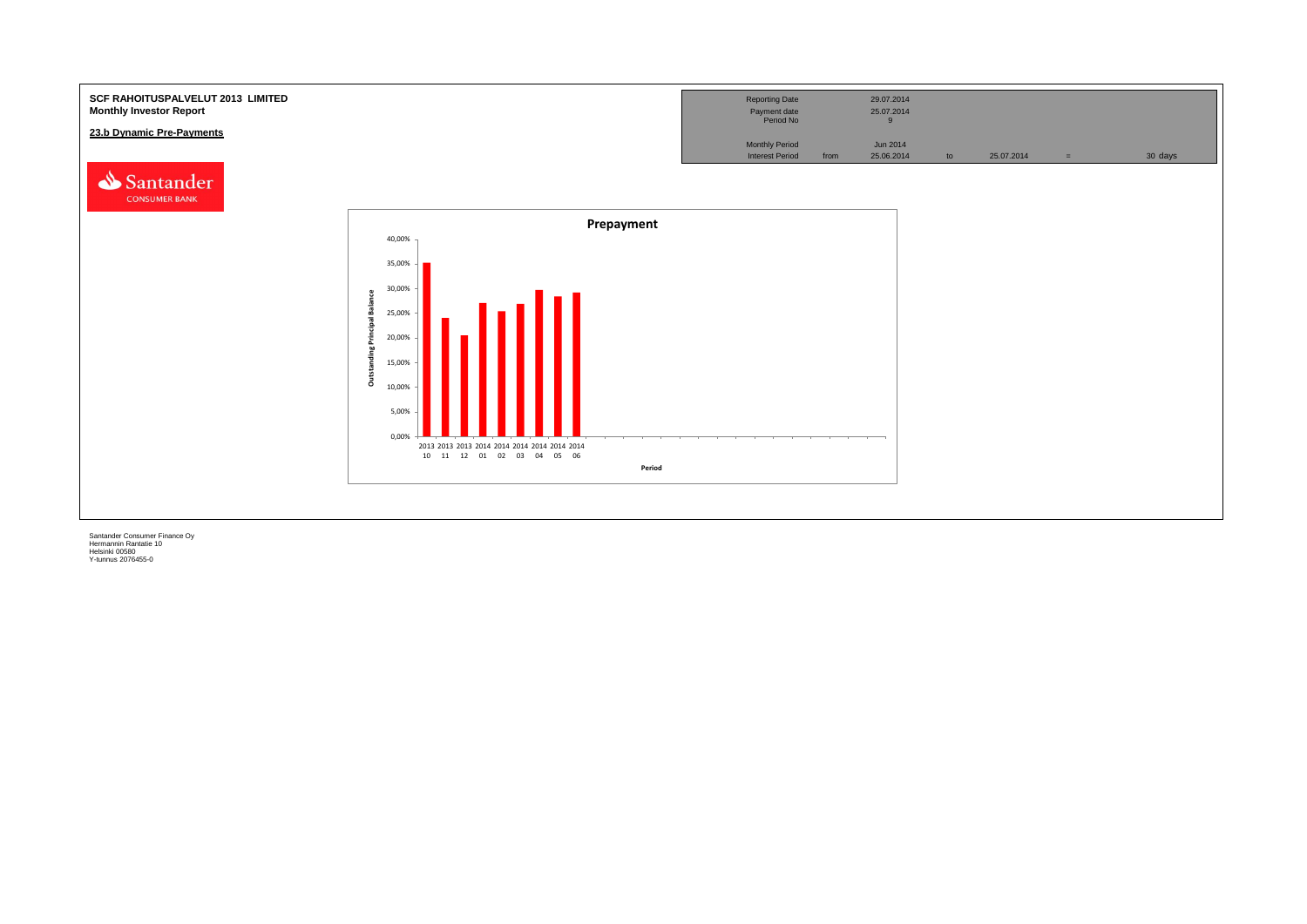**SCF RAHOITUSPALVELUT 2013 LIMITED**
**Monthly Investor Report**

**23.b Dynamic Pre-Payments**

| | | | | | | |
|---|---|---|---|---|---|---|
| Reporting Date | | 29.07.2014 | | | | |
| Payment date | | 25.07.2014 | | | | |
| Period No | | 9 | | | | |
| Monthly Period | | Jun 2014 | | | | |
| Interest Period | from | 25.06.2014 | to | 25.07.2014 | = | 30 days |

**Prepayment**

Outstanding Principal Balance

40,00%
35,00%
30,00%
25,00%
20,00%
15,00%
10,00%
5,00%
0,00%

2013 10, 2013 11, 2013 12, 2014 01, 2014 02, 2014 03, 2014 04, 2014 05, 2014 06

Period

Santander Consumer Finance Oy
Hermannin Rantatie 10
Helsinki 00580
Y-tunnus 2076455-0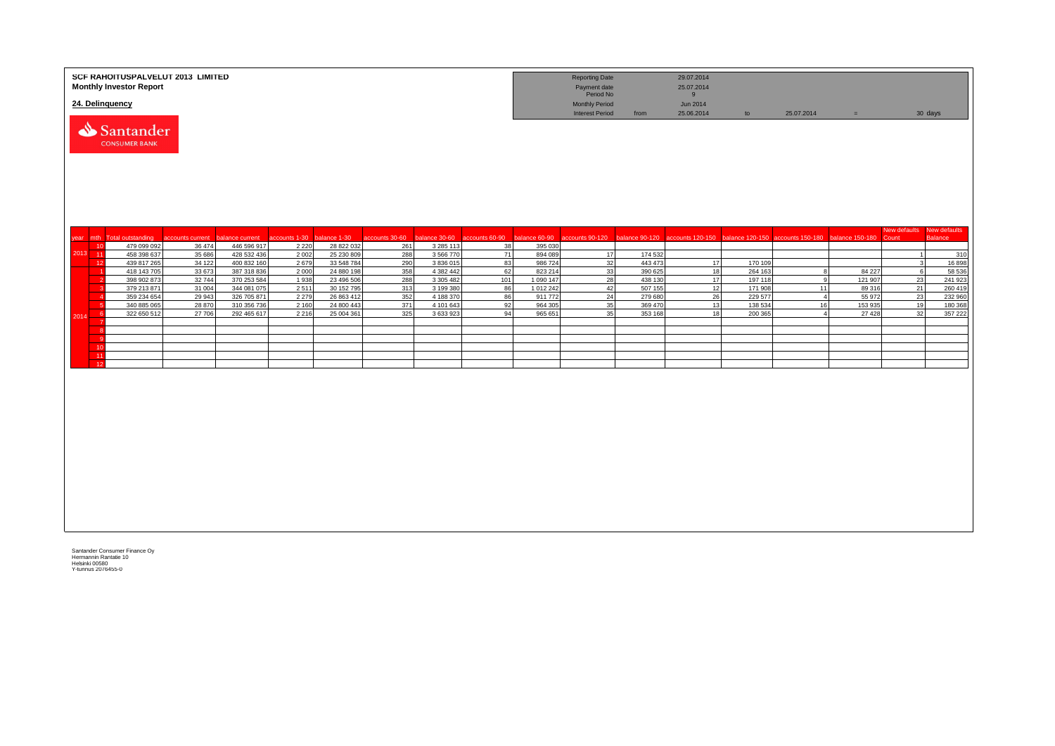**SCF RAHOITUSPALVELUT 2013 LIMITED**
**Monthly Investor Report**

**24. Delinquency**

| | | | | | |
|---|---|---|---|---|---|
| Reporting Date | | 29.07.2014 | | | |
| Payment date | | 25.07.2014 | | | |
| Period No | | 9 | | | |
| Monthly Period | | Jun 2014 | | | |
| Interest Period | from | 25.06.2014 | to | 25.07.2014 | = 30 days |

| year | mth | Total outstanding | accounts current | balance current | accounts 1-30 | balance 1-30 | accounts 30-60 | balance 30-60 | accounts 60-90 | balance 60-90 | accounts 90-120 | balance 90-120 | accounts 120-150 | balance 120-150 | accounts 150-180 | balance 150-180 | New defaults Count | New defaults Balance |
|---|---|---|---|---|---|---|---|---|---|---|---|---|---|---|---|---|---|---|
| 2013 | 10 | 479 099 092 | 36 474 | 446 596 917 | 2 220 | 28 822 032 | 261 | 3 285 113 | 38 | 395 030 | | | | | | | | |
| | 11 | 458 398 637 | 35 686 | 428 532 436 | 2 002 | 25 230 809 | 288 | 3 566 770 | 71 | 894 089 | 17 | 174 532 | | | | | 1 | 310 |
| | 12 | 439 817 265 | 34 122 | 400 832 160 | 2 679 | 33 548 784 | 290 | 3 836 015 | 83 | 986 724 | 32 | 443 473 | 17 | 170 109 | | | 3 | 16 898 |
| 2014 | 1 | 418 143 705 | 33 673 | 387 318 836 | 2 000 | 24 880 198 | 358 | 4 382 442 | 62 | 823 214 | 33 | 390 625 | 18 | 264 163 | 8 | 84 227 | 6 | 58 536 |
| | 2 | 398 902 873 | 32 744 | 370 253 584 | 1 938 | 23 496 506 | 288 | 3 305 482 | 101 | 1 090 147 | 28 | 438 130 | 17 | 197 118 | 9 | 121 907 | 23 | 241 923 |
| | 3 | 379 213 871 | 31 004 | 344 081 075 | 2 511 | 30 152 795 | 313 | 3 199 380 | 86 | 1 012 242 | 42 | 507 155 | 12 | 171 908 | 11 | 89 316 | 21 | 260 419 |
| | 4 | 359 234 654 | 29 943 | 326 705 871 | 2 279 | 26 863 412 | 352 | 4 188 370 | 86 | 911 772 | 24 | 279 680 | 26 | 229 577 | 4 | 55 972 | 23 | 232 960 |
| | 5 | 340 885 065 | 28 870 | 310 356 736 | 2 160 | 24 800 443 | 371 | 4 101 643 | 92 | 964 305 | 35 | 369 470 | 13 | 138 534 | 16 | 153 935 | 19 | 180 368 |
| | 6 | 322 650 512 | 27 706 | 292 465 617 | 2 216 | 25 004 361 | 325 | 3 633 923 | 94 | 965 651 | 35 | 353 168 | 18 | 200 365 | 4 | 27 428 | 32 | 357 222 |
| | 7 | | | | | | | | | | | | | | | | | |
| | 8 | | | | | | | | | | | | | | | | | |
| | 9 | | | | | | | | | | | | | | | | | |
| | 10 | | | | | | | | | | | | | | | | | |
| | 11 | | | | | | | | | | | | | | | | | |
| | 12 | | | | | | | | | | | | | | | | | |

Santander Consumer Finance Oy
Hermannin Rantatie 10
Helsinki 00580
Y-tunnus 2076455-0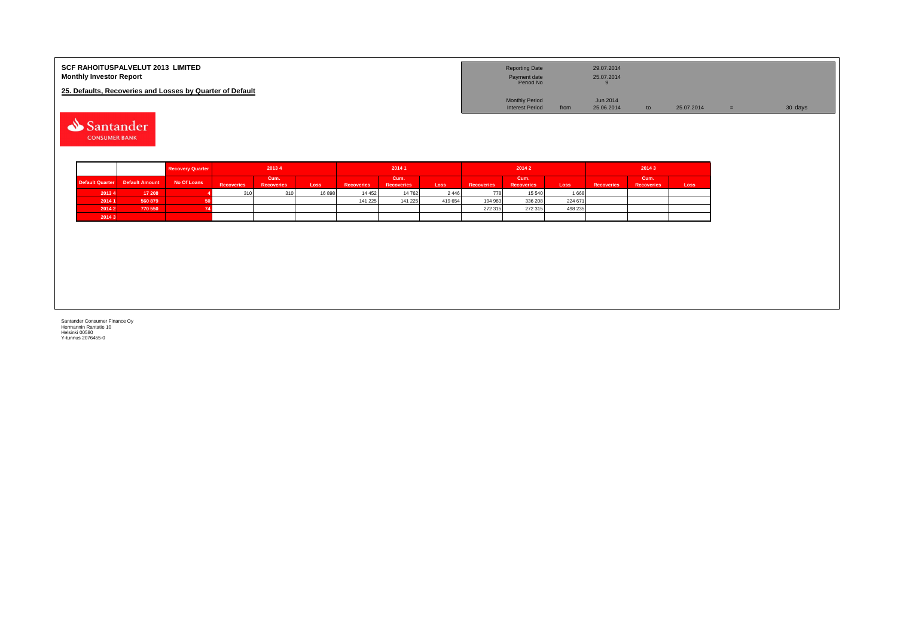**SCF RAHOITUSPALVELUT 2013 LIMITED**
**Monthly Investor Report**

**25. Defaults, Recoveries and Losses by Quarter of Default**

| | | | | | |
|---|---|---|---|---|---|
| Reporting Date | | 29.07.2014 | | | |
| Payment date | | 25.07.2014 | | | |
| Period No | | 9 | | | |
| Monthly Period | | Jun 2014 | | | |
| Interest Period | from | 25.06.2014 | to | 25.07.2014 | = 30 days |

Santander CONSUMER BANK

| | | Recovery Quarter | 2013 4 | | | 2014 1 | | | 2014 2 | | | 2014 3 | | |
|---|---|---|---|---|---|---|---|---|---|---|---|---|---|---|
| Default Quarter | Default Amount | No Of Loans | Recoveries | Cum. Recoveries | Loss | Recoveries | Cum. Recoveries | Loss | Recoveries | Cum. Recoveries | Loss | Recoveries | Cum. Recoveries | Loss |
| 2013 4 | 17 208 | 4 | 310 | 310 | 16 898 | 14 452 | 14 762 | 2 446 | 778 | 15 540 | 1 668 | | | |
| 2014 1 | 560 879 | 50 | | | | 141 225 | 141 225 | 419 654 | 194 983 | 336 208 | 224 671 | | | |
| 2014 2 | 770 550 | 74 | | | | | | | 272 315 | 272 315 | 498 235 | | | |
| 2014 3 | | | | | | | | | | | | | | |

Santander Consumer Finance Oy
Hermannin Rantatie 10
Helsinki 00580
Y-tunnus 2076455-0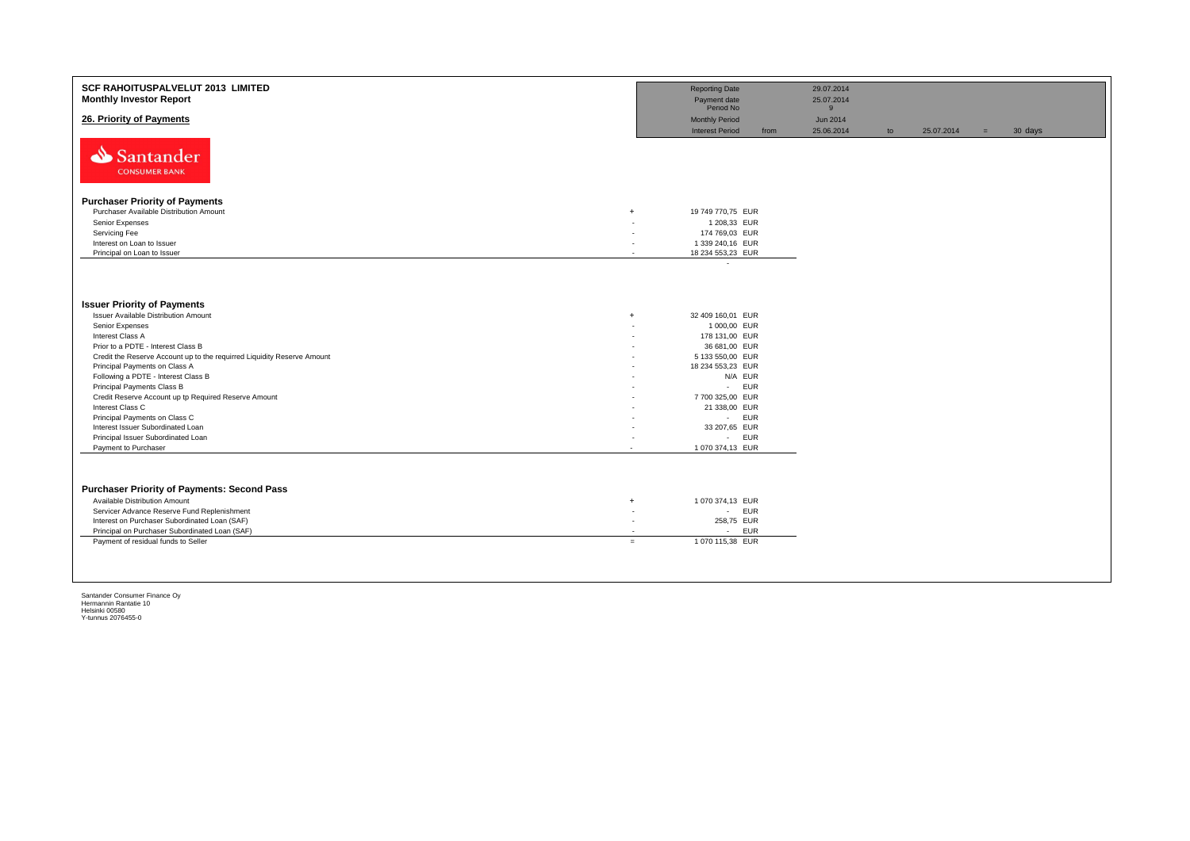# SCF RAHOITUSPALVELUT 2013 LIMITED

**Monthly Investor Report**

## 26. Priority of Payments

| | | | | | | |
|---|---|---|---|---|---|---|
| Reporting Date | | 29.07.2014 | | | | |
| Payment date | | 25.07.2014 | | | | |
| Period No | | 9 | | | | |
| Monthly Period | | Jun 2014 | | | | |
| Interest Period | from | 25.06.2014 | to | 25.07.2014 | = | 30 days |

Santander CONSUMER BANK

### Purchaser Priority of Payments

| | | | |
|---|---|---|---|
| Purchaser Available Distribution Amount | + | 19 749 770,75 | EUR |
| Senior Expenses | - | 1 208,33 | EUR |
| Servicing Fee | - | 174 769,03 | EUR |
| Interest on Loan to Issuer | - | 1 339 240,16 | EUR |
| Principal on Loan to Issuer | - | 18 234 553,23 | EUR |
| | | - | |

### Issuer Priority of Payments

| | | | |
|---|---|---|---|
| Issuer Available Distribution Amount | + | 32 409 160,01 | EUR |
| Senior Expenses | - | 1 000,00 | EUR |
| Interest Class A | - | 178 131,00 | EUR |
| Prior to a PDTE - Interest Class B | - | 36 681,00 | EUR |
| Credit the Reserve Account up to the requirred Liquidity Reserve Amount | - | 5 133 550,00 | EUR |
| Principal Payments on Class A | - | 18 234 553,23 | EUR |
| Following a PDTE - Interest Class B | - | N/A | EUR |
| Principal Payments Class B | - | - | EUR |
| Credit Reserve Account up tp Required Reserve Amount | - | 7 700 325,00 | EUR |
| Interest Class C | - | 21 338,00 | EUR |
| Principal Payments on Class C | - | - | EUR |
| Interest Issuer Subordinated Loan | - | 33 207,65 | EUR |
| Principal Issuer Subordinated Loan | - | - | EUR |
| Payment to Purchaser | - | 1 070 374,13 | EUR |

### Purchaser Priority of Payments: Second Pass

| | | | |
|---|---|---|---|
| Available Distribution Amount | + | 1 070 374,13 | EUR |
| Servicer Advance Reserve Fund Replenishment | - | - | EUR |
| Interest on Purchaser Subordinated Loan (SAF) | - | 258,75 | EUR |
| Principal on Purchaser Subordinated Loan (SAF) | - | - | EUR |
| Payment of residual funds to Seller | = | 1 070 115,38 | EUR |

Santander Consumer Finance Oy
Hermannin Rantatie 10
Helsinki 00580
Y-tunnus 2076455-0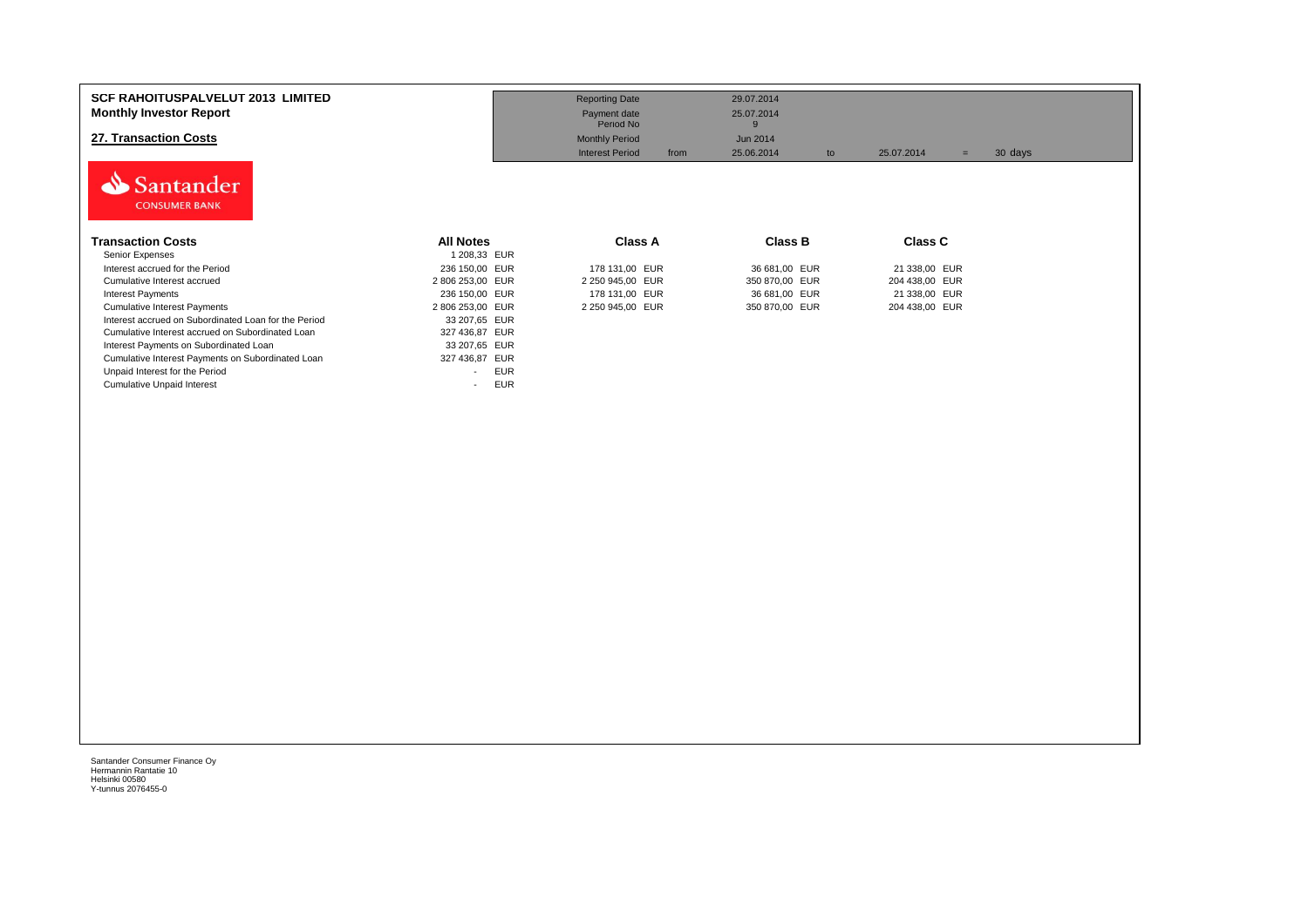**SCF RAHOITUSPALVELUT 2013 LIMITED**
**Monthly Investor Report**

## 27. Transaction Costs

| | | | | | |
|---|---|---|---|---|---|
| Reporting Date | | 29.07.2014 | | | |
| Payment date | | 25.07.2014 | | | |
| Period No | | 9 | | | |
| Monthly Period | | Jun 2014 | | | |
| Interest Period | from | 25.06.2014 | to | 25.07.2014 | = 30 days |

| Transaction Costs | All Notes | Class A | Class B | Class C |
|---|---|---|---|---|
| Senior Expenses | 1 208,33 EUR | | | |
| Interest accrued for the Period | 236 150,00 EUR | 178 131,00 EUR | 36 681,00 EUR | 21 338,00 EUR |
| Cumulative Interest accrued | 2 806 253,00 EUR | 2 250 945,00 EUR | 350 870,00 EUR | 204 438,00 EUR |
| Interest Payments | 236 150,00 EUR | 178 131,00 EUR | 36 681,00 EUR | 21 338,00 EUR |
| Cumulative Interest Payments | 2 806 253,00 EUR | 2 250 945,00 EUR | 350 870,00 EUR | 204 438,00 EUR |
| Interest accrued on Subordinated Loan for the Period | 33 207,65 EUR | | | |
| Cumulative Interest accrued on Subordinated Loan | 327 436,87 EUR | | | |
| Interest Payments on Subordinated Loan | 33 207,65 EUR | | | |
| Cumulative Interest Payments on Subordinated Loan | 327 436,87 EUR | | | |
| Unpaid Interest for the Period | - EUR | | | |
| Cumulative Unpaid Interest | - EUR | | | |

Santander Consumer Finance Oy
Hermannin Rantatie 10
Helsinki 00580
Y-tunnus 2076455-0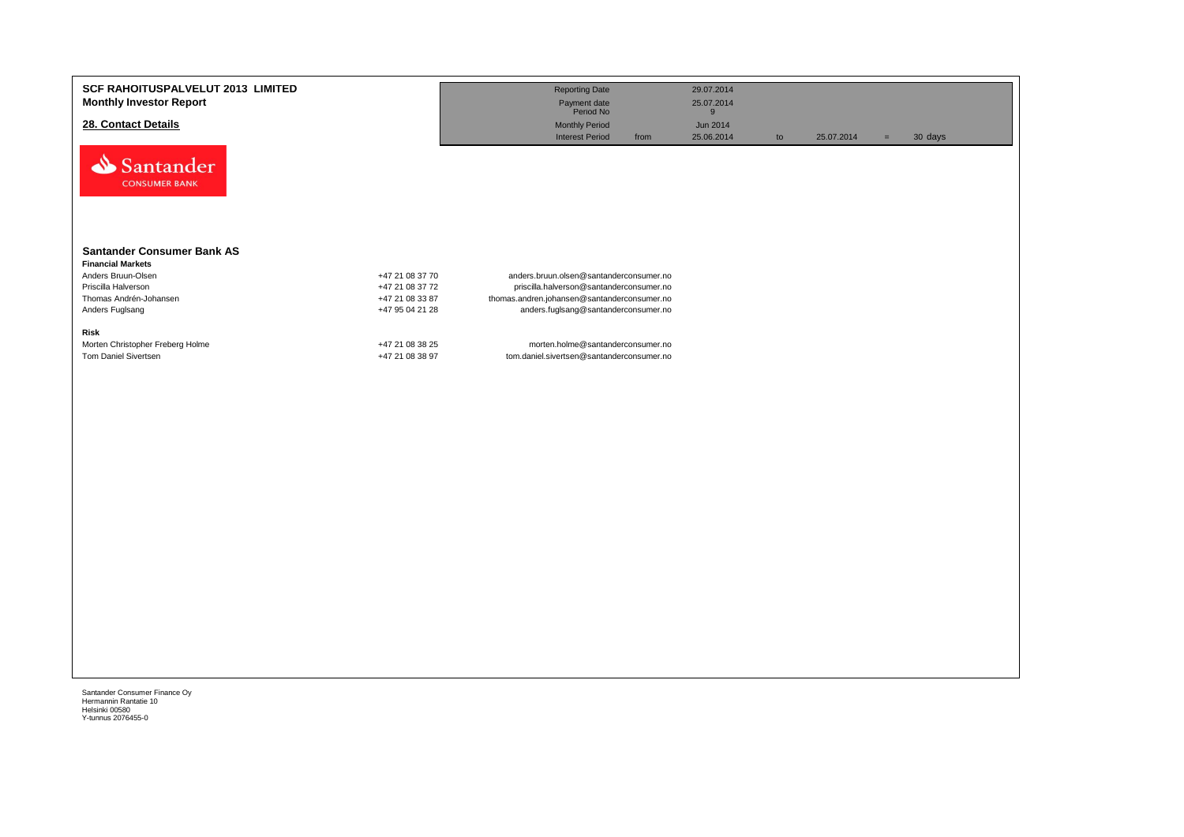**SCF RAHOITUSPALVELUT 2013 LIMITED**
**Monthly Investor Report**

## 28. Contact Details

| | | | | | | |
|---|---|---|---|---|---|---|
| Reporting Date | | 29.07.2014 | | | | |
| Payment date | | 25.07.2014 | | | | |
| Period No | | 9 | | | | |
| Monthly Period | | Jun 2014 | | | | |
| Interest Period | from | 25.06.2014 | to | 25.07.2014 | = | 30 days |

Santander
CONSUMER BANK

### Santander Consumer Bank AS

**Financial Markets**

| | | |
|---|---|---|
| Anders Bruun-Olsen | +47 21 08 37 70 | anders.bruun.olsen@santanderconsumer.no |
| Priscilla Halverson | +47 21 08 37 72 | priscilla.halverson@santanderconsumer.no |
| Thomas Andrén-Johansen | +47 21 08 33 87 | thomas.andren.johansen@santanderconsumer.no |
| Anders Fuglsang | +47 95 04 21 28 | anders.fuglsang@santanderconsumer.no |

**Risk**

| | | |
|---|---|---|
| Morten Christopher Freberg Holme | +47 21 08 38 25 | morten.holme@santanderconsumer.no |
| Tom Daniel Sivertsen | +47 21 08 38 97 | tom.daniel.sivertsen@santanderconsumer.no |

Santander Consumer Finance Oy
Hermannin Rantatie 10
Helsinki 00580
Y-tunnus 2076455-0